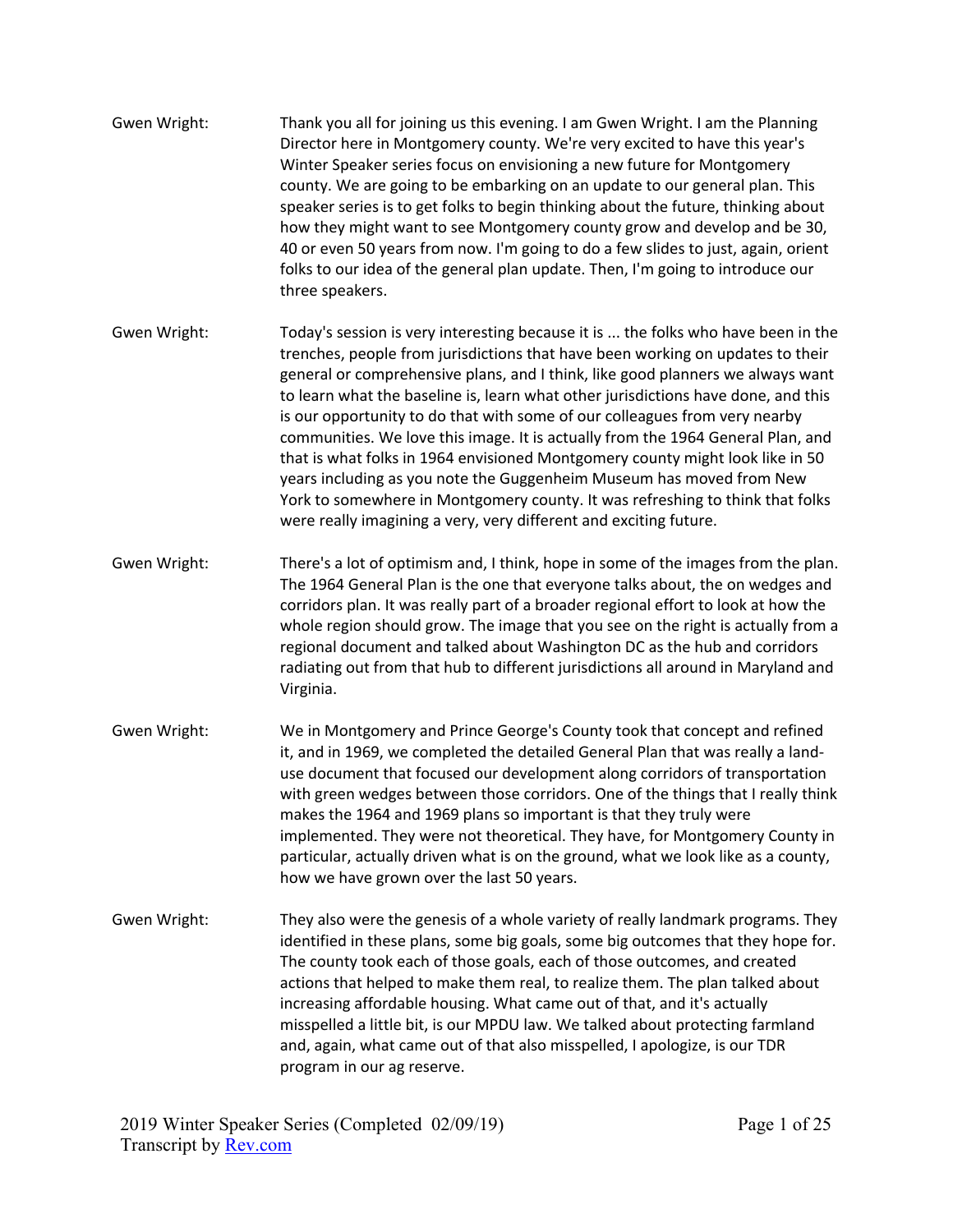Gwen Wright: Thank you all for joining us this evening. I am Gwen Wright. I am the Planning Director here in Montgomery county. We're very excited to have this year's Winter Speaker series focus on envisioning a new future for Montgomery county. We are going to be embarking on an update to our general plan. This speaker series is to get folks to begin thinking about the future, thinking about how they might want to see Montgomery county grow and develop and be 30, 40 or even 50 years from now. I'm going to do a few slides to just, again, orient folks to our idea of the general plan update. Then, I'm going to introduce our three speakers.

Gwen Wright: Today's session is very interesting because it is ... the folks who have been in the trenches, people from jurisdictions that have been working on updates to their general or comprehensive plans, and I think, like good planners we always want to learn what the baseline is, learn what other jurisdictions have done, and this is our opportunity to do that with some of our colleagues from very nearby communities. We love this image. It is actually from the 1964 General Plan, and that is what folks in 1964 envisioned Montgomery county might look like in 50 years including as you note the Guggenheim Museum has moved from New York to somewhere in Montgomery county. It was refreshing to think that folks were really imagining a very, very different and exciting future.

Gwen Wright: There's a lot of optimism and, I think, hope in some of the images from the plan. The 1964 General Plan is the one that everyone talks about, the on wedges and corridors plan. It was really part of a broader regional effort to look at how the whole region should grow. The image that you see on the right is actually from a regional document and talked about Washington DC as the hub and corridors radiating out from that hub to different jurisdictions all around in Maryland and Virginia.

Gwen Wright: We in Montgomery and Prince George's County took that concept and refined it, and in 1969, we completed the detailed General Plan that was really a land-use document that focused our development along corridors of transportation with green wedges between those corridors. One of the things that I really think makes the 1964 and 1969 plans so important is that they truly were implemented. They were not theoretical. They have, for Montgomery County in particular, actually driven what is on the ground, what we look like as a county, how we have grown over the last 50 years.

Gwen Wright: They also were the genesis of a whole variety of really landmark programs. They identified in these plans, some big goals, some big outcomes that they hope for. The county took each of those goals, each of those outcomes, and created actions that helped to make them real, to realize them. The plan talked about increasing affordable housing. What came out of that, and it's actually misspelled a little bit, is our MPDU law. We talked about protecting farmland and, again, what came out of that also misspelled, I apologize, is our TDR program in our ag reserve.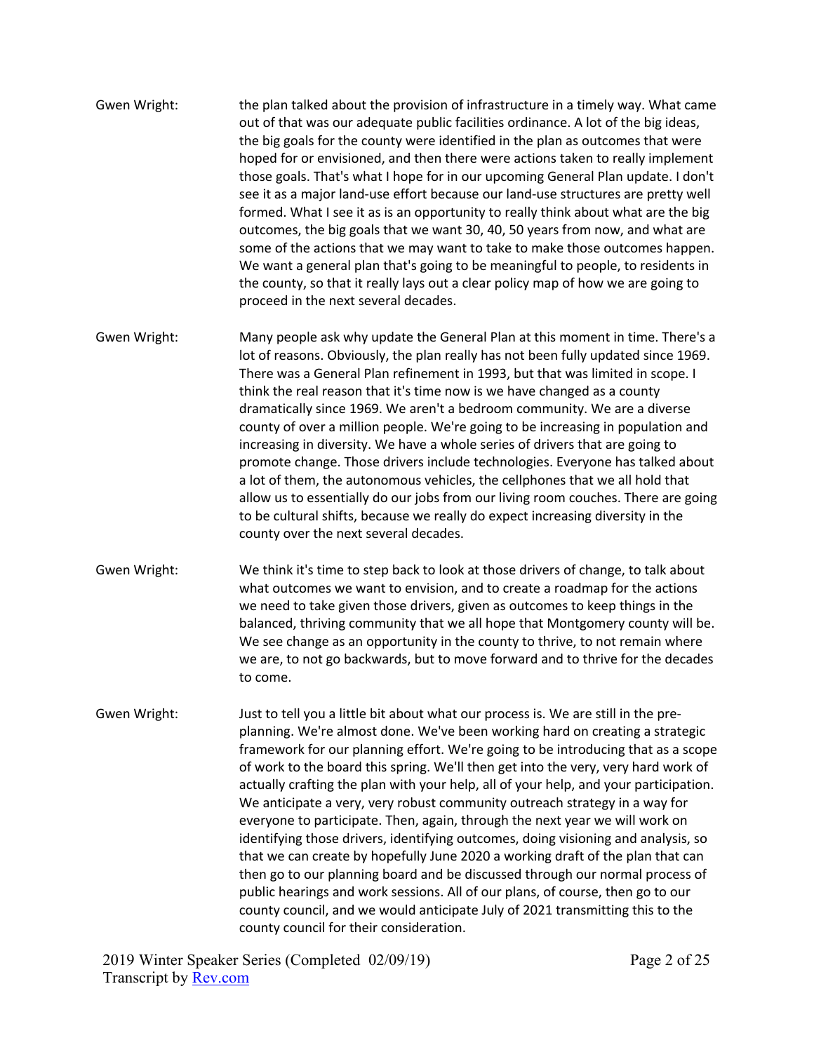Gwen Wright: the plan talked about the provision of infrastructure in a timely way. What came out of that was our adequate public facilities ordinance. A lot of the big ideas, the big goals for the county were identified in the plan as outcomes that were hoped for or envisioned, and then there were actions taken to really implement those goals. That's what I hope for in our upcoming General Plan update. I don't see it as a major land-use effort because our land-use structures are pretty well formed. What I see it as is an opportunity to really think about what are the big outcomes, the big goals that we want 30, 40, 50 years from now, and what are some of the actions that we may want to take to make those outcomes happen. We want a general plan that's going to be meaningful to people, to residents in the county, so that it really lays out a clear policy map of how we are going to proceed in the next several decades.

Gwen Wright: Many people ask why update the General Plan at this moment in time. There's a lot of reasons. Obviously, the plan really has not been fully updated since 1969. There was a General Plan refinement in 1993, but that was limited in scope. I think the real reason that it's time now is we have changed as a county dramatically since 1969. We aren't a bedroom community. We are a diverse county of over a million people. We're going to be increasing in population and increasing in diversity. We have a whole series of drivers that are going to promote change. Those drivers include technologies. Everyone has talked about a lot of them, the autonomous vehicles, the cellphones that we all hold that allow us to essentially do our jobs from our living room couches. There are going to be cultural shifts, because we really do expect increasing diversity in the county over the next several decades.

Gwen Wright: We think it's time to step back to look at those drivers of change, to talk about what outcomes we want to envision, and to create a roadmap for the actions we need to take given those drivers, given as outcomes to keep things in the balanced, thriving community that we all hope that Montgomery county will be. We see change as an opportunity in the county to thrive, to not remain where we are, to not go backwards, but to move forward and to thrive for the decades to come.

Gwen Wright: Just to tell you a little bit about what our process is. We are still in the pre-planning. We're almost done. We've been working hard on creating a strategic framework for our planning effort. We're going to be introducing that as a scope of work to the board this spring. We'll then get into the very, very hard work of actually crafting the plan with your help, all of your help, and your participation. We anticipate a very, very robust community outreach strategy in a way for everyone to participate. Then, again, through the next year we will work on identifying those drivers, identifying outcomes, doing visioning and analysis, so that we can create by hopefully June 2020 a working draft of the plan that can then go to our planning board and be discussed through our normal process of public hearings and work sessions. All of our plans, of course, then go to our county council, and we would anticipate July of 2021 transmitting this to the county council for their consideration.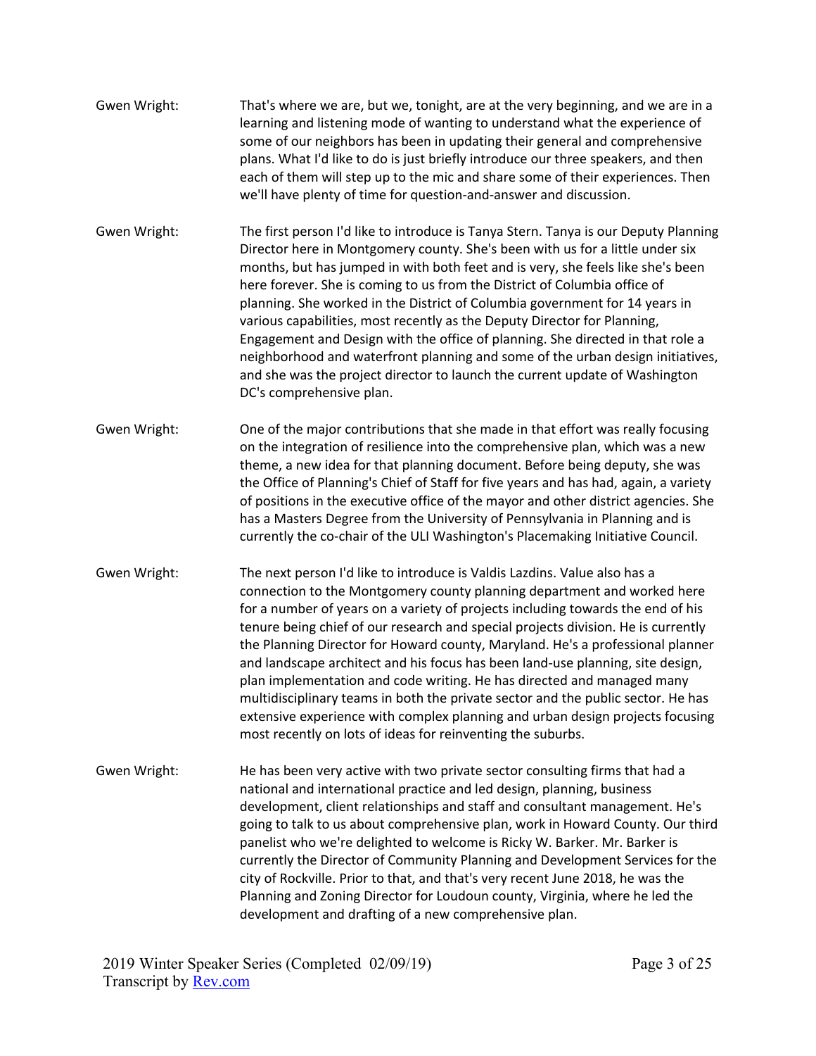Gwen Wright: That's where we are, but we, tonight, are at the very beginning, and we are in a learning and listening mode of wanting to understand what the experience of some of our neighbors has been in updating their general and comprehensive plans. What I'd like to do is just briefly introduce our three speakers, and then each of them will step up to the mic and share some of their experiences. Then we'll have plenty of time for question-and-answer and discussion.

Gwen Wright: The first person I'd like to introduce is Tanya Stern. Tanya is our Deputy Planning Director here in Montgomery county. She's been with us for a little under six months, but has jumped in with both feet and is very, she feels like she's been here forever. She is coming to us from the District of Columbia office of planning. She worked in the District of Columbia government for 14 years in various capabilities, most recently as the Deputy Director for Planning, Engagement and Design with the office of planning. She directed in that role a neighborhood and waterfront planning and some of the urban design initiatives, and she was the project director to launch the current update of Washington DC's comprehensive plan.

Gwen Wright: One of the major contributions that she made in that effort was really focusing on the integration of resilience into the comprehensive plan, which was a new theme, a new idea for that planning document. Before being deputy, she was the Office of Planning's Chief of Staff for five years and has had, again, a variety of positions in the executive office of the mayor and other district agencies. She has a Masters Degree from the University of Pennsylvania in Planning and is currently the co-chair of the ULI Washington's Placemaking Initiative Council.

Gwen Wright: The next person I'd like to introduce is Valdis Lazdins. Value also has a connection to the Montgomery county planning department and worked here for a number of years on a variety of projects including towards the end of his tenure being chief of our research and special projects division. He is currently the Planning Director for Howard county, Maryland. He's a professional planner and landscape architect and his focus has been land-use planning, site design, plan implementation and code writing. He has directed and managed many multidisciplinary teams in both the private sector and the public sector. He has extensive experience with complex planning and urban design projects focusing most recently on lots of ideas for reinventing the suburbs.

Gwen Wright: He has been very active with two private sector consulting firms that had a national and international practice and led design, planning, business development, client relationships and staff and consultant management. He's going to talk to us about comprehensive plan, work in Howard County. Our third panelist who we're delighted to welcome is Ricky W. Barker. Mr. Barker is currently the Director of Community Planning and Development Services for the city of Rockville. Prior to that, and that's very recent June 2018, he was the Planning and Zoning Director for Loudoun county, Virginia, where he led the development and drafting of a new comprehensive plan.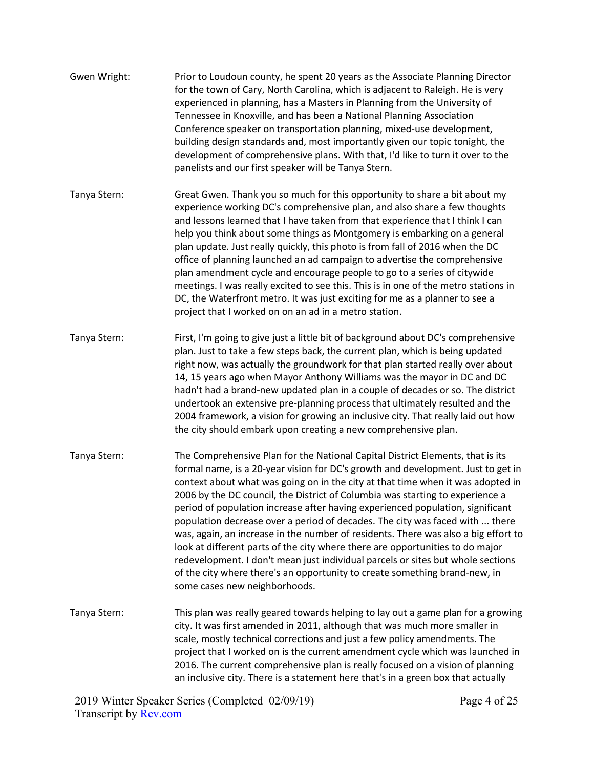**Gwen Wright:** Prior to Loudoun county, he spent 20 years as the Associate Planning Director for the town of Cary, North Carolina, which is adjacent to Raleigh. He is very experienced in planning, has a Masters in Planning from the University of Tennessee in Knoxville, and has been a National Planning Association Conference speaker on transportation planning, mixed-use development, building design standards and, most importantly given our topic tonight, the development of comprehensive plans. With that, I'd like to turn it over to the panelists and our first speaker will be Tanya Stern.

**Tanya Stern:** Great Gwen. Thank you so much for this opportunity to share a bit about my experience working DC's comprehensive plan, and also share a few thoughts and lessons learned that I have taken from that experience that I think I can help you think about some things as Montgomery is embarking on a general plan update. Just really quickly, this photo is from fall of 2016 when the DC office of planning launched an ad campaign to advertise the comprehensive plan amendment cycle and encourage people to go to a series of citywide meetings. I was really excited to see this. This is in one of the metro stations in DC, the Waterfront metro. It was just exciting for me as a planner to see a project that I worked on on an ad in a metro station.

**Tanya Stern:** First, I'm going to give just a little bit of background about DC's comprehensive plan. Just to take a few steps back, the current plan, which is being updated right now, was actually the groundwork for that plan started really over about 14, 15 years ago when Mayor Anthony Williams was the mayor in DC and DC hadn't had a brand-new updated plan in a couple of decades or so. The district undertook an extensive pre-planning process that ultimately resulted and the 2004 framework, a vision for growing an inclusive city. That really laid out how the city should embark upon creating a new comprehensive plan.

**Tanya Stern:** The Comprehensive Plan for the National Capital District Elements, that is its formal name, is a 20-year vision for DC's growth and development. Just to get in context about what was going on in the city at that time when it was adopted in 2006 by the DC council, the District of Columbia was starting to experience a period of population increase after having experienced population, significant population decrease over a period of decades. The city was faced with ... there was, again, an increase in the number of residents. There was also a big effort to look at different parts of the city where there are opportunities to do major redevelopment. I don't mean just individual parcels or sites but whole sections of the city where there's an opportunity to create something brand-new, in some cases new neighborhoods.

**Tanya Stern:** This plan was really geared towards helping to lay out a game plan for a growing city. It was first amended in 2011, although that was much more smaller in scale, mostly technical corrections and just a few policy amendments. The project that I worked on is the current amendment cycle which was launched in 2016. The current comprehensive plan is really focused on a vision of planning an inclusive city. There is a statement here that's in a green box that actually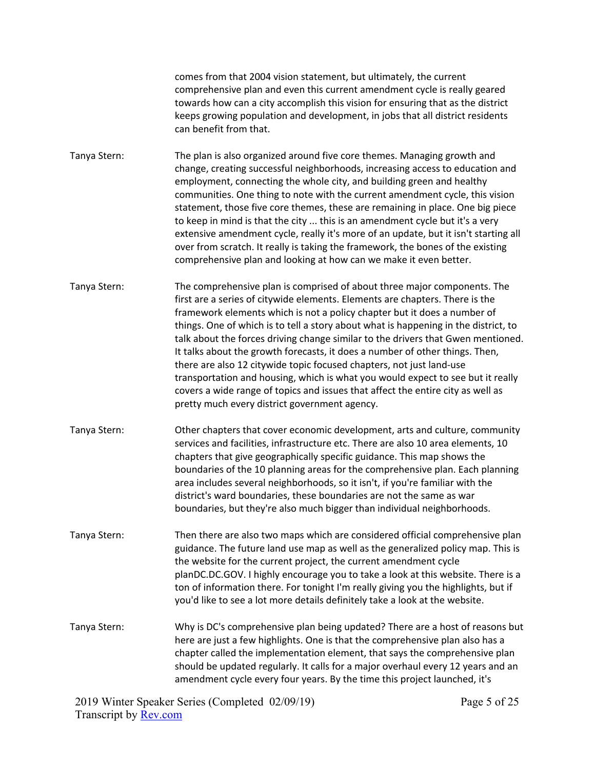comes from that 2004 vision statement, but ultimately, the current comprehensive plan and even this current amendment cycle is really geared towards how can a city accomplish this vision for ensuring that as the district keeps growing population and development, in jobs that all district residents can benefit from that.

Tanya Stern: The plan is also organized around five core themes. Managing growth and change, creating successful neighborhoods, increasing access to education and employment, connecting the whole city, and building green and healthy communities. One thing to note with the current amendment cycle, this vision statement, those five core themes, these are remaining in place. One big piece to keep in mind is that the city ... this is an amendment cycle but it's a very extensive amendment cycle, really it's more of an update, but it isn't starting all over from scratch. It really is taking the framework, the bones of the existing comprehensive plan and looking at how can we make it even better.

Tanya Stern: The comprehensive plan is comprised of about three major components. The first are a series of citywide elements. Elements are chapters. There is the framework elements which is not a policy chapter but it does a number of things. One of which is to tell a story about what is happening in the district, to talk about the forces driving change similar to the drivers that Gwen mentioned. It talks about the growth forecasts, it does a number of other things. Then, there are also 12 citywide topic focused chapters, not just land-use transportation and housing, which is what you would expect to see but it really covers a wide range of topics and issues that affect the entire city as well as pretty much every district government agency.

Tanya Stern: Other chapters that cover economic development, arts and culture, community services and facilities, infrastructure etc. There are also 10 area elements, 10 chapters that give geographically specific guidance. This map shows the boundaries of the 10 planning areas for the comprehensive plan. Each planning area includes several neighborhoods, so it isn't, if you're familiar with the district's ward boundaries, these boundaries are not the same as war boundaries, but they're also much bigger than individual neighborhoods.

Tanya Stern: Then there are also two maps which are considered official comprehensive plan guidance. The future land use map as well as the generalized policy map. This is the website for the current project, the current amendment cycle planDC.DC.GOV. I highly encourage you to take a look at this website. There is a ton of information there. For tonight I'm really giving you the highlights, but if you'd like to see a lot more details definitely take a look at the website.

Tanya Stern: Why is DC's comprehensive plan being updated? There are a host of reasons but here are just a few highlights. One is that the comprehensive plan also has a chapter called the implementation element, that says the comprehensive plan should be updated regularly. It calls for a major overhaul every 12 years and an amendment cycle every four years. By the time this project launched, it's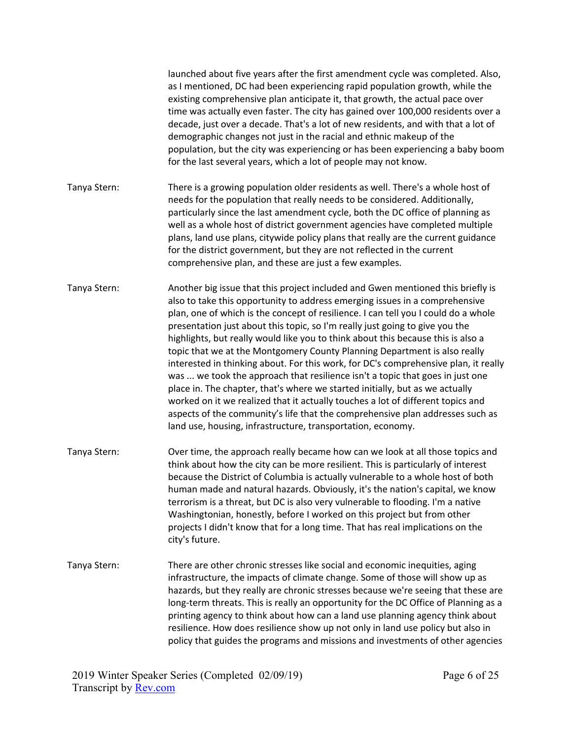launched about five years after the first amendment cycle was completed. Also, as I mentioned, DC had been experiencing rapid population growth, while the existing comprehensive plan anticipate it, that growth, the actual pace over time was actually even faster. The city has gained over 100,000 residents over a decade, just over a decade. That's a lot of new residents, and with that a lot of demographic changes not just in the racial and ethnic makeup of the population, but the city was experiencing or has been experiencing a baby boom for the last several years, which a lot of people may not know.

Tanya Stern: There is a growing population older residents as well. There's a whole host of needs for the population that really needs to be considered. Additionally, particularly since the last amendment cycle, both the DC office of planning as well as a whole host of district government agencies have completed multiple plans, land use plans, citywide policy plans that really are the current guidance for the district government, but they are not reflected in the current comprehensive plan, and these are just a few examples.

Tanya Stern: Another big issue that this project included and Gwen mentioned this briefly is also to take this opportunity to address emerging issues in a comprehensive plan, one of which is the concept of resilience. I can tell you I could do a whole presentation just about this topic, so I'm really just going to give you the highlights, but really would like you to think about this because this is also a topic that we at the Montgomery County Planning Department is also really interested in thinking about. For this work, for DC's comprehensive plan, it really was ... we took the approach that resilience isn't a topic that goes in just one place in. The chapter, that's where we started initially, but as we actually worked on it we realized that it actually touches a lot of different topics and aspects of the community's life that the comprehensive plan addresses such as land use, housing, infrastructure, transportation, economy.

Tanya Stern: Over time, the approach really became how can we look at all those topics and think about how the city can be more resilient. This is particularly of interest because the District of Columbia is actually vulnerable to a whole host of both human made and natural hazards. Obviously, it's the nation's capital, we know terrorism is a threat, but DC is also very vulnerable to flooding. I'm a native Washingtonian, honestly, before I worked on this project but from other projects I didn't know that for a long time. That has real implications on the city's future.

Tanya Stern: There are other chronic stresses like social and economic inequities, aging infrastructure, the impacts of climate change. Some of those will show up as hazards, but they really are chronic stresses because we're seeing that these are long-term threats. This is really an opportunity for the DC Office of Planning as a printing agency to think about how can a land use planning agency think about resilience. How does resilience show up not only in land use policy but also in policy that guides the programs and missions and investments of other agencies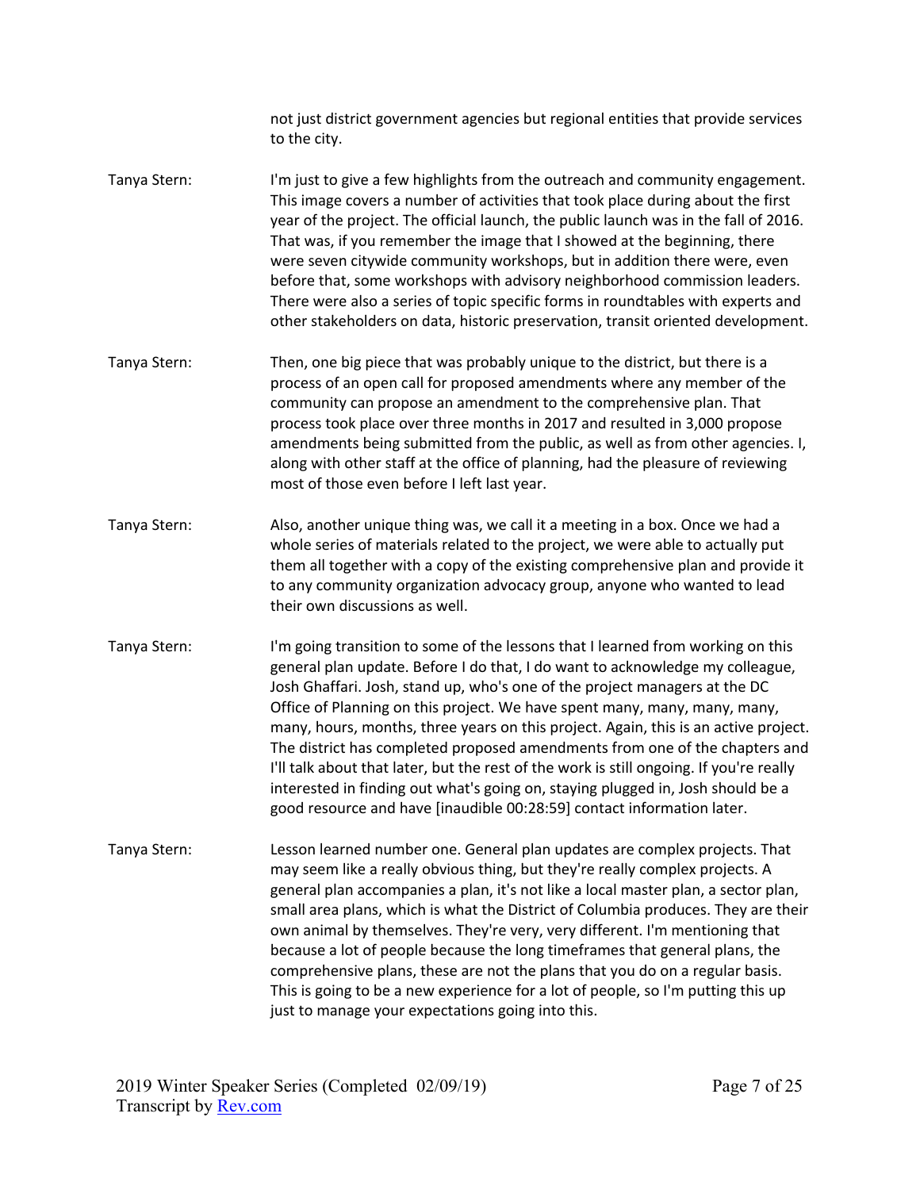not just district government agencies but regional entities that provide services to the city.

Tanya Stern: I'm just to give a few highlights from the outreach and community engagement. This image covers a number of activities that took place during about the first year of the project. The official launch, the public launch was in the fall of 2016. That was, if you remember the image that I showed at the beginning, there were seven citywide community workshops, but in addition there were, even before that, some workshops with advisory neighborhood commission leaders. There were also a series of topic specific forms in roundtables with experts and other stakeholders on data, historic preservation, transit oriented development.

Tanya Stern: Then, one big piece that was probably unique to the district, but there is a process of an open call for proposed amendments where any member of the community can propose an amendment to the comprehensive plan. That process took place over three months in 2017 and resulted in 3,000 propose amendments being submitted from the public, as well as from other agencies. I, along with other staff at the office of planning, had the pleasure of reviewing most of those even before I left last year.

Tanya Stern: Also, another unique thing was, we call it a meeting in a box. Once we had a whole series of materials related to the project, we were able to actually put them all together with a copy of the existing comprehensive plan and provide it to any community organization advocacy group, anyone who wanted to lead their own discussions as well.

Tanya Stern: I'm going transition to some of the lessons that I learned from working on this general plan update. Before I do that, I do want to acknowledge my colleague, Josh Ghaffari. Josh, stand up, who's one of the project managers at the DC Office of Planning on this project. We have spent many, many, many, many, many, hours, months, three years on this project. Again, this is an active project. The district has completed proposed amendments from one of the chapters and I'll talk about that later, but the rest of the work is still ongoing. If you're really interested in finding out what's going on, staying plugged in, Josh should be a good resource and have [inaudible 00:28:59] contact information later.

Tanya Stern: Lesson learned number one. General plan updates are complex projects. That may seem like a really obvious thing, but they're really complex projects. A general plan accompanies a plan, it's not like a local master plan, a sector plan, small area plans, which is what the District of Columbia produces. They are their own animal by themselves. They're very, very different. I'm mentioning that because a lot of people because the long timeframes that general plans, the comprehensive plans, these are not the plans that you do on a regular basis. This is going to be a new experience for a lot of people, so I'm putting this up just to manage your expectations going into this.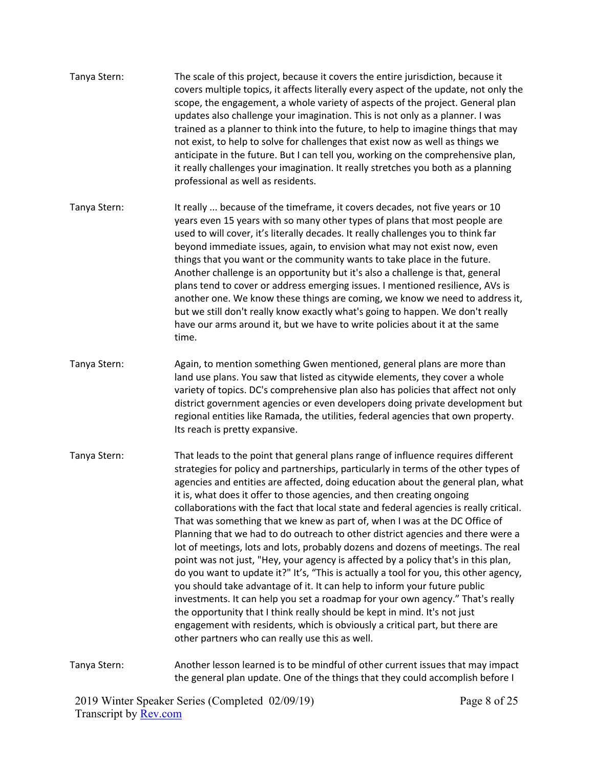Tanya Stern: The scale of this project, because it covers the entire jurisdiction, because it covers multiple topics, it affects literally every aspect of the update, not only the scope, the engagement, a whole variety of aspects of the project. General plan updates also challenge your imagination. This is not only as a planner. I was trained as a planner to think into the future, to help to imagine things that may not exist, to help to solve for challenges that exist now as well as things we anticipate in the future. But I can tell you, working on the comprehensive plan, it really challenges your imagination. It really stretches you both as a planning professional as well as residents.

Tanya Stern: It really ... because of the timeframe, it covers decades, not five years or 10 years even 15 years with so many other types of plans that most people are used to will cover, it's literally decades. It really challenges you to think far beyond immediate issues, again, to envision what may not exist now, even things that you want or the community wants to take place in the future. Another challenge is an opportunity but it's also a challenge is that, general plans tend to cover or address emerging issues. I mentioned resilience, AVs is another one. We know these things are coming, we know we need to address it, but we still don't really know exactly what's going to happen. We don't really have our arms around it, but we have to write policies about it at the same time.

Tanya Stern: Again, to mention something Gwen mentioned, general plans are more than land use plans. You saw that listed as citywide elements, they cover a whole variety of topics. DC's comprehensive plan also has policies that affect not only district government agencies or even developers doing private development but regional entities like Ramada, the utilities, federal agencies that own property. Its reach is pretty expansive.

Tanya Stern: That leads to the point that general plans range of influence requires different strategies for policy and partnerships, particularly in terms of the other types of agencies and entities are affected, doing education about the general plan, what it is, what does it offer to those agencies, and then creating ongoing collaborations with the fact that local state and federal agencies is really critical. That was something that we knew as part of, when I was at the DC Office of Planning that we had to do outreach to other district agencies and there were a lot of meetings, lots and lots, probably dozens and dozens of meetings. The real point was not just, "Hey, your agency is affected by a policy that's in this plan, do you want to update it?" It's, "This is actually a tool for you, this other agency, you should take advantage of it. It can help to inform your future public investments. It can help you set a roadmap for your own agency." That's really the opportunity that I think really should be kept in mind. It's not just engagement with residents, which is obviously a critical part, but there are other partners who can really use this as well.

Tanya Stern: Another lesson learned is to be mindful of other current issues that may impact the general plan update. One of the things that they could accomplish before I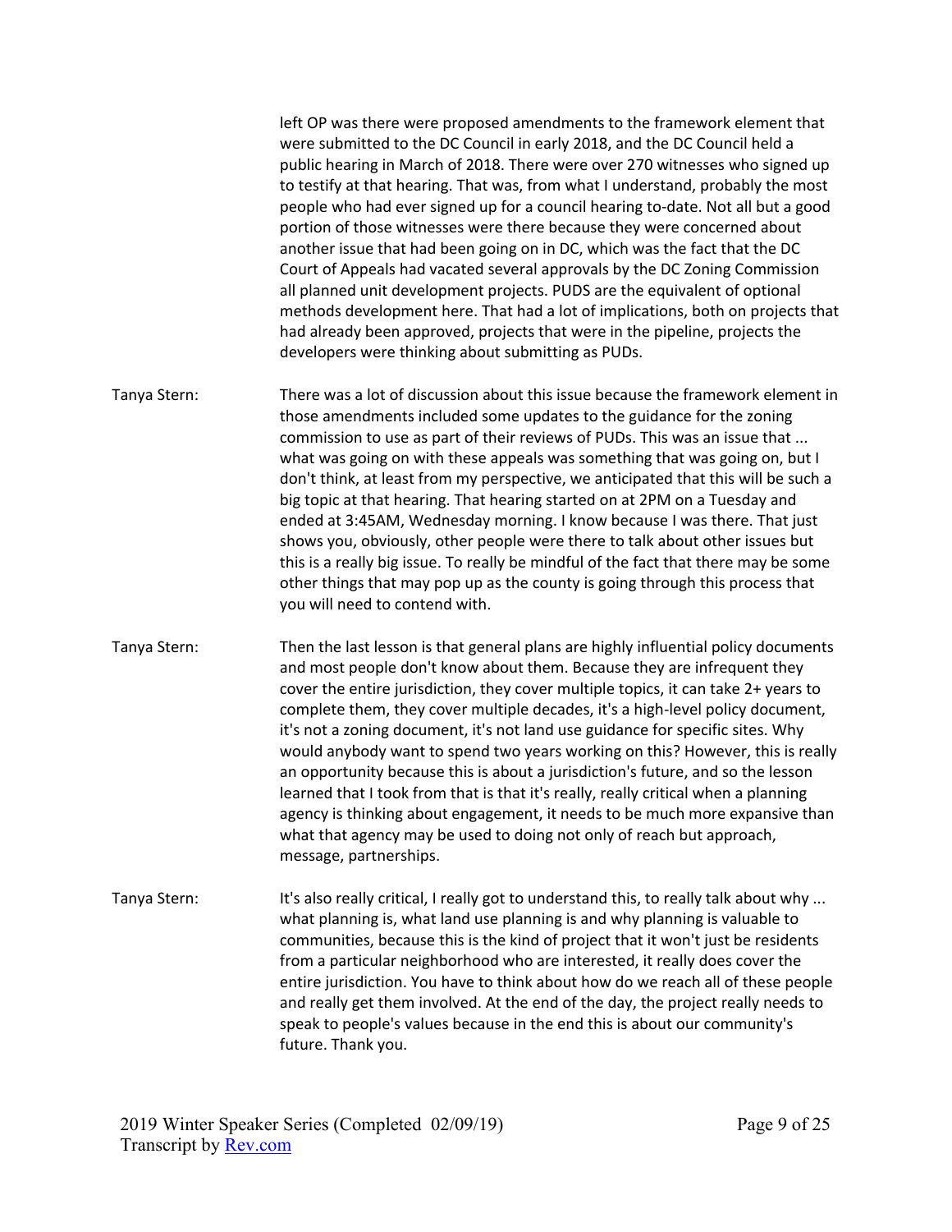left OP was there were proposed amendments to the framework element that were submitted to the DC Council in early 2018, and the DC Council held a public hearing in March of 2018. There were over 270 witnesses who signed up to testify at that hearing. That was, from what I understand, probably the most people who had ever signed up for a council hearing to-date. Not all but a good portion of those witnesses were there because they were concerned about another issue that had been going on in DC, which was the fact that the DC Court of Appeals had vacated several approvals by the DC Zoning Commission all planned unit development projects. PUDS are the equivalent of optional methods development here. That had a lot of implications, both on projects that had already been approved, projects that were in the pipeline, projects the developers were thinking about submitting as PUDs.

Tanya Stern: There was a lot of discussion about this issue because the framework element in those amendments included some updates to the guidance for the zoning commission to use as part of their reviews of PUDs. This was an issue that ... what was going on with these appeals was something that was going on, but I don't think, at least from my perspective, we anticipated that this will be such a big topic at that hearing. That hearing started on at 2PM on a Tuesday and ended at 3:45AM, Wednesday morning. I know because I was there. That just shows you, obviously, other people were there to talk about other issues but this is a really big issue. To really be mindful of the fact that there may be some other things that may pop up as the county is going through this process that you will need to contend with.

Tanya Stern: Then the last lesson is that general plans are highly influential policy documents and most people don't know about them. Because they are infrequent they cover the entire jurisdiction, they cover multiple topics, it can take 2+ years to complete them, they cover multiple decades, it's a high-level policy document, it's not a zoning document, it's not land use guidance for specific sites. Why would anybody want to spend two years working on this? However, this is really an opportunity because this is about a jurisdiction's future, and so the lesson learned that I took from that is that it's really, really critical when a planning agency is thinking about engagement, it needs to be much more expansive than what that agency may be used to doing not only of reach but approach, message, partnerships.

Tanya Stern: It's also really critical, I really got to understand this, to really talk about why ... what planning is, what land use planning is and why planning is valuable to communities, because this is the kind of project that it won't just be residents from a particular neighborhood who are interested, it really does cover the entire jurisdiction. You have to think about how do we reach all of these people and really get them involved. At the end of the day, the project really needs to speak to people's values because in the end this is about our community's future. Thank you.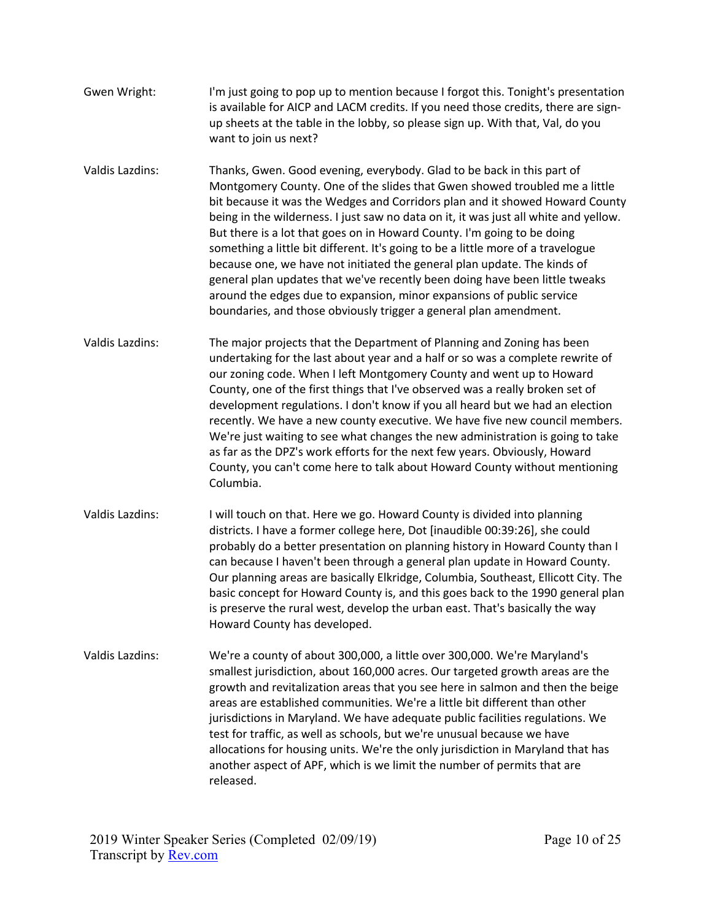Gwen Wright: I'm just going to pop up to mention because I forgot this. Tonight's presentation is available for AICP and LACM credits. If you need those credits, there are sign-up sheets at the table in the lobby, so please sign up. With that, Val, do you want to join us next?

Valdis Lazdins: Thanks, Gwen. Good evening, everybody. Glad to be back in this part of Montgomery County. One of the slides that Gwen showed troubled me a little bit because it was the Wedges and Corridors plan and it showed Howard County being in the wilderness. I just saw no data on it, it was just all white and yellow. But there is a lot that goes on in Howard County. I'm going to be doing something a little bit different. It's going to be a little more of a travelogue because one, we have not initiated the general plan update. The kinds of general plan updates that we've recently been doing have been little tweaks around the edges due to expansion, minor expansions of public service boundaries, and those obviously trigger a general plan amendment.

Valdis Lazdins: The major projects that the Department of Planning and Zoning has been undertaking for the last about year and a half or so was a complete rewrite of our zoning code. When I left Montgomery County and went up to Howard County, one of the first things that I've observed was a really broken set of development regulations. I don't know if you all heard but we had an election recently. We have a new county executive. We have five new council members. We're just waiting to see what changes the new administration is going to take as far as the DPZ's work efforts for the next few years. Obviously, Howard County, you can't come here to talk about Howard County without mentioning Columbia.

Valdis Lazdins: I will touch on that. Here we go. Howard County is divided into planning districts. I have a former college here, Dot [inaudible 00:39:26], she could probably do a better presentation on planning history in Howard County than I can because I haven't been through a general plan update in Howard County. Our planning areas are basically Elkridge, Columbia, Southeast, Ellicott City. The basic concept for Howard County is, and this goes back to the 1990 general plan is preserve the rural west, develop the urban east. That's basically the way Howard County has developed.

Valdis Lazdins: We're a county of about 300,000, a little over 300,000. We're Maryland's smallest jurisdiction, about 160,000 acres. Our targeted growth areas are the growth and revitalization areas that you see here in salmon and then the beige areas are established communities. We're a little bit different than other jurisdictions in Maryland. We have adequate public facilities regulations. We test for traffic, as well as schools, but we're unusual because we have allocations for housing units. We're the only jurisdiction in Maryland that has another aspect of APF, which is we limit the number of permits that are released.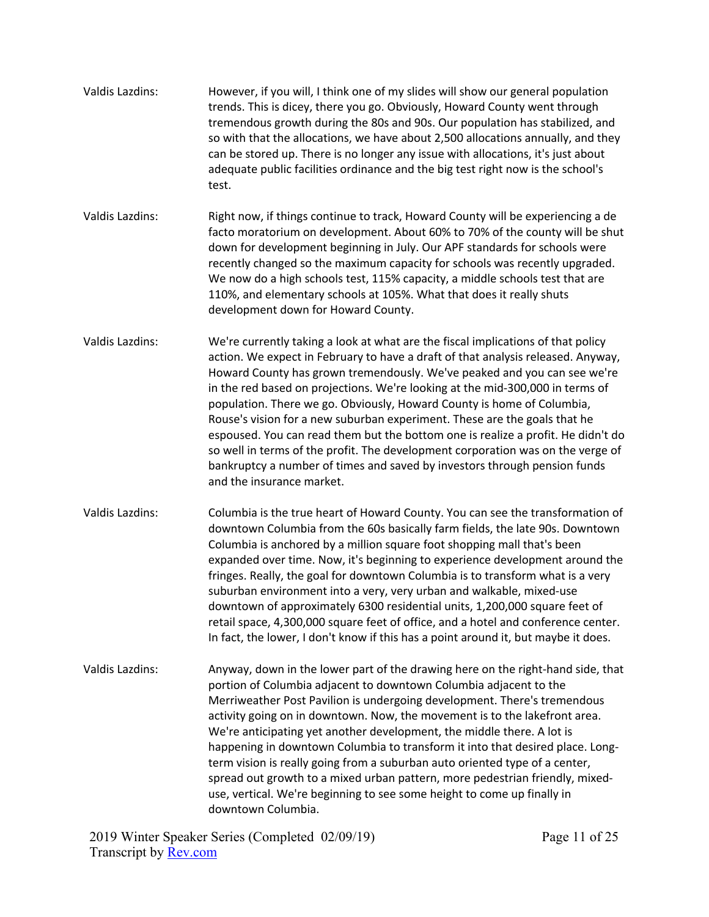Valdis Lazdins: However, if you will, I think one of my slides will show our general population trends. This is dicey, there you go. Obviously, Howard County went through tremendous growth during the 80s and 90s. Our population has stabilized, and so with that the allocations, we have about 2,500 allocations annually, and they can be stored up. There is no longer any issue with allocations, it's just about adequate public facilities ordinance and the big test right now is the school's test.

Valdis Lazdins: Right now, if things continue to track, Howard County will be experiencing a de facto moratorium on development. About 60% to 70% of the county will be shut down for development beginning in July. Our APF standards for schools were recently changed so the maximum capacity for schools was recently upgraded. We now do a high schools test, 115% capacity, a middle schools test that are 110%, and elementary schools at 105%. What that does it really shuts development down for Howard County.

Valdis Lazdins: We're currently taking a look at what are the fiscal implications of that policy action. We expect in February to have a draft of that analysis released. Anyway, Howard County has grown tremendously. We've peaked and you can see we're in the red based on projections. We're looking at the mid-300,000 in terms of population. There we go. Obviously, Howard County is home of Columbia, Rouse's vision for a new suburban experiment. These are the goals that he espoused. You can read them but the bottom one is realize a profit. He didn't do so well in terms of the profit. The development corporation was on the verge of bankruptcy a number of times and saved by investors through pension funds and the insurance market.

Valdis Lazdins: Columbia is the true heart of Howard County. You can see the transformation of downtown Columbia from the 60s basically farm fields, the late 90s. Downtown Columbia is anchored by a million square foot shopping mall that's been expanded over time. Now, it's beginning to experience development around the fringes. Really, the goal for downtown Columbia is to transform what is a very suburban environment into a very, very urban and walkable, mixed-use downtown of approximately 6300 residential units, 1,200,000 square feet of retail space, 4,300,000 square feet of office, and a hotel and conference center. In fact, the lower, I don't know if this has a point around it, but maybe it does.

Valdis Lazdins: Anyway, down in the lower part of the drawing here on the right-hand side, that portion of Columbia adjacent to downtown Columbia adjacent to the Merriweather Post Pavilion is undergoing development. There's tremendous activity going on in downtown. Now, the movement is to the lakefront area. We're anticipating yet another development, the middle there. A lot is happening in downtown Columbia to transform it into that desired place. Long-term vision is really going from a suburban auto oriented type of a center, spread out growth to a mixed urban pattern, more pedestrian friendly, mixed-use, vertical. We're beginning to see some height to come up finally in downtown Columbia.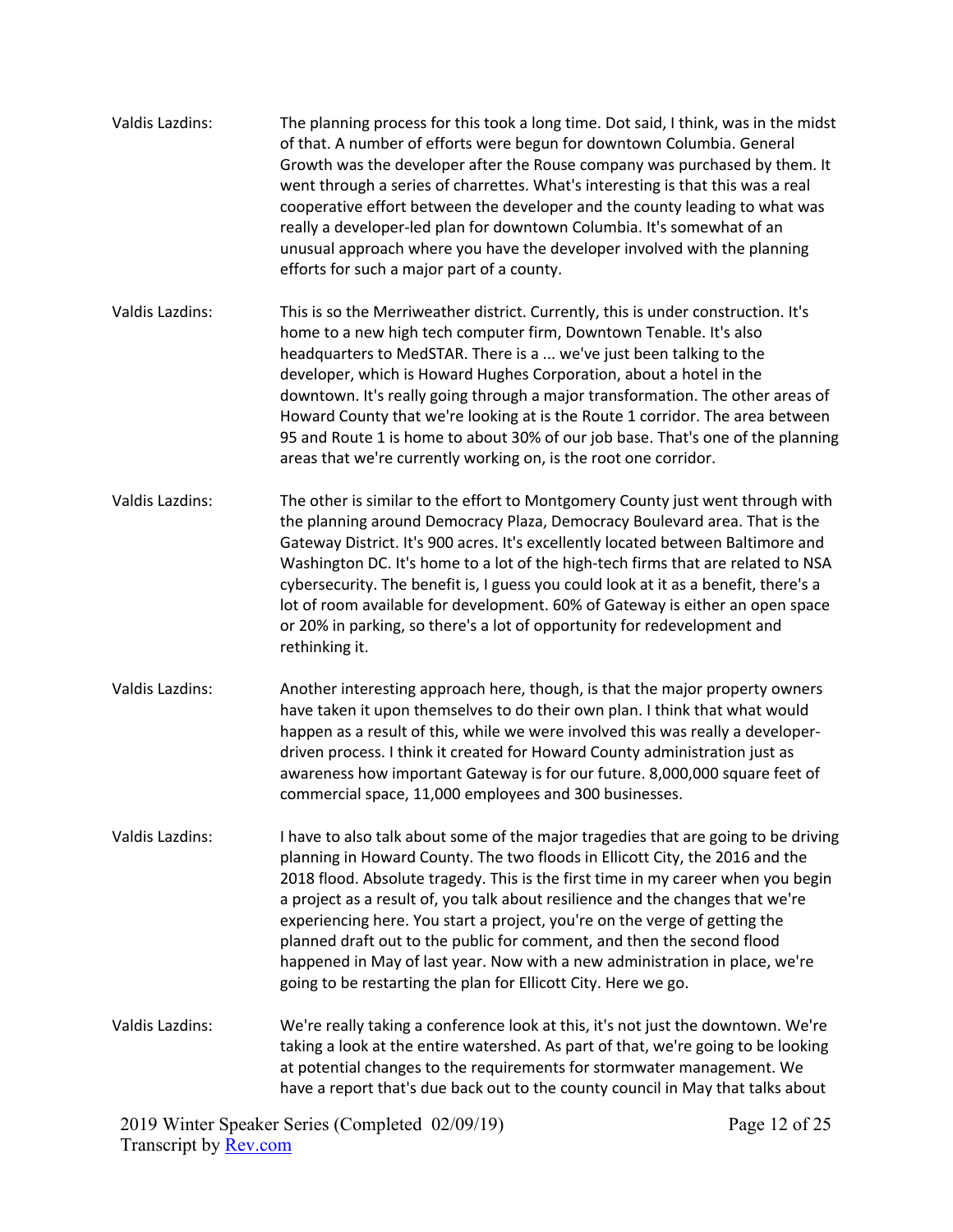Valdis Lazdins: The planning process for this took a long time. Dot said, I think, was in the midst of that. A number of efforts were begun for downtown Columbia. General Growth was the developer after the Rouse company was purchased by them. It went through a series of charrettes. What's interesting is that this was a real cooperative effort between the developer and the county leading to what was really a developer-led plan for downtown Columbia. It's somewhat of an unusual approach where you have the developer involved with the planning efforts for such a major part of a county.

Valdis Lazdins: This is so the Merriweather district. Currently, this is under construction. It's home to a new high tech computer firm, Downtown Tenable. It's also headquarters to MedSTAR. There is a ... we've just been talking to the developer, which is Howard Hughes Corporation, about a hotel in the downtown. It's really going through a major transformation. The other areas of Howard County that we're looking at is the Route 1 corridor. The area between 95 and Route 1 is home to about 30% of our job base. That's one of the planning areas that we're currently working on, is the root one corridor.

Valdis Lazdins: The other is similar to the effort to Montgomery County just went through with the planning around Democracy Plaza, Democracy Boulevard area. That is the Gateway District. It's 900 acres. It's excellently located between Baltimore and Washington DC. It's home to a lot of the high-tech firms that are related to NSA cybersecurity. The benefit is, I guess you could look at it as a benefit, there's a lot of room available for development. 60% of Gateway is either an open space or 20% in parking, so there's a lot of opportunity for redevelopment and rethinking it.

Valdis Lazdins: Another interesting approach here, though, is that the major property owners have taken it upon themselves to do their own plan. I think that what would happen as a result of this, while we were involved this was really a developer-driven process. I think it created for Howard County administration just as awareness how important Gateway is for our future. 8,000,000 square feet of commercial space, 11,000 employees and 300 businesses.

Valdis Lazdins: I have to also talk about some of the major tragedies that are going to be driving planning in Howard County. The two floods in Ellicott City, the 2016 and the 2018 flood. Absolute tragedy. This is the first time in my career when you begin a project as a result of, you talk about resilience and the changes that we're experiencing here. You start a project, you're on the verge of getting the planned draft out to the public for comment, and then the second flood happened in May of last year. Now with a new administration in place, we're going to be restarting the plan for Ellicott City. Here we go.

Valdis Lazdins: We're really taking a conference look at this, it's not just the downtown. We're taking a look at the entire watershed. As part of that, we're going to be looking at potential changes to the requirements for stormwater management. We have a report that's due back out to the county council in May that talks about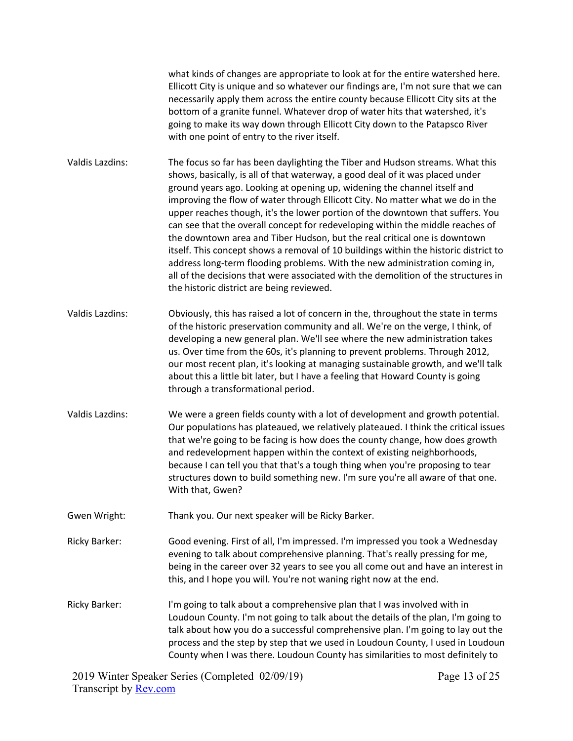what kinds of changes are appropriate to look at for the entire watershed here. Ellicott City is unique and so whatever our findings are, I'm not sure that we can necessarily apply them across the entire county because Ellicott City sits at the bottom of a granite funnel. Whatever drop of water hits that watershed, it's going to make its way down through Ellicott City down to the Patapsco River with one point of entry to the river itself.

Valdis Lazdins: The focus so far has been daylighting the Tiber and Hudson streams. What this shows, basically, is all of that waterway, a good deal of it was placed under ground years ago. Looking at opening up, widening the channel itself and improving the flow of water through Ellicott City. No matter what we do in the upper reaches though, it's the lower portion of the downtown that suffers. You can see that the overall concept for redeveloping within the middle reaches of the downtown area and Tiber Hudson, but the real critical one is downtown itself. This concept shows a removal of 10 buildings within the historic district to address long-term flooding problems. With the new administration coming in, all of the decisions that were associated with the demolition of the structures in the historic district are being reviewed.

Valdis Lazdins: Obviously, this has raised a lot of concern in the, throughout the state in terms of the historic preservation community and all. We're on the verge, I think, of developing a new general plan. We'll see where the new administration takes us. Over time from the 60s, it's planning to prevent problems. Through 2012, our most recent plan, it's looking at managing sustainable growth, and we'll talk about this a little bit later, but I have a feeling that Howard County is going through a transformational period.

Valdis Lazdins: We were a green fields county with a lot of development and growth potential. Our populations has plateaued, we relatively plateaued. I think the critical issues that we're going to be facing is how does the county change, how does growth and redevelopment happen within the context of existing neighborhoods, because I can tell you that that's a tough thing when you're proposing to tear structures down to build something new. I'm sure you're all aware of that one. With that, Gwen?

Gwen Wright: Thank you. Our next speaker will be Ricky Barker.

Ricky Barker: Good evening. First of all, I'm impressed. I'm impressed you took a Wednesday evening to talk about comprehensive planning. That's really pressing for me, being in the career over 32 years to see you all come out and have an interest in this, and I hope you will. You're not waning right now at the end.

Ricky Barker: I'm going to talk about a comprehensive plan that I was involved with in Loudoun County. I'm not going to talk about the details of the plan, I'm going to talk about how you do a successful comprehensive plan. I'm going to lay out the process and the step by step that we used in Loudoun County, I used in Loudoun County when I was there. Loudoun County has similarities to most definitely to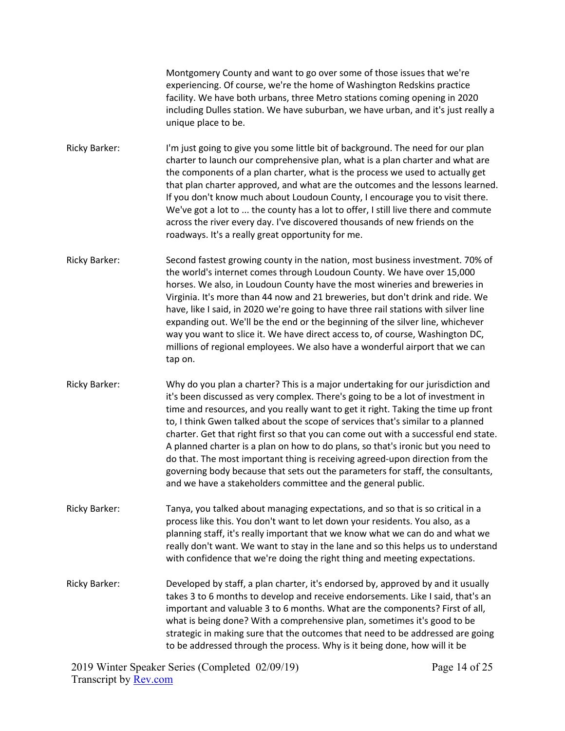Montgomery County and want to go over some of those issues that we're experiencing. Of course, we're the home of Washington Redskins practice facility. We have both urbans, three Metro stations coming opening in 2020 including Dulles station. We have suburban, we have urban, and it's just really a unique place to be.

Ricky Barker: I'm just going to give you some little bit of background. The need for our plan charter to launch our comprehensive plan, what is a plan charter and what are the components of a plan charter, what is the process we used to actually get that plan charter approved, and what are the outcomes and the lessons learned. If you don't know much about Loudoun County, I encourage you to visit there. We've got a lot to ... the county has a lot to offer, I still live there and commute across the river every day. I've discovered thousands of new friends on the roadways. It's a really great opportunity for me.

Ricky Barker: Second fastest growing county in the nation, most business investment. 70% of the world's internet comes through Loudoun County. We have over 15,000 horses. We also, in Loudoun County have the most wineries and breweries in Virginia. It's more than 44 now and 21 breweries, but don't drink and ride. We have, like I said, in 2020 we're going to have three rail stations with silver line expanding out. We'll be the end or the beginning of the silver line, whichever way you want to slice it. We have direct access to, of course, Washington DC, millions of regional employees. We also have a wonderful airport that we can tap on.

Ricky Barker: Why do you plan a charter? This is a major undertaking for our jurisdiction and it's been discussed as very complex. There's going to be a lot of investment in time and resources, and you really want to get it right. Taking the time up front to, I think Gwen talked about the scope of services that's similar to a planned charter. Get that right first so that you can come out with a successful end state. A planned charter is a plan on how to do plans, so that's ironic but you need to do that. The most important thing is receiving agreed-upon direction from the governing body because that sets out the parameters for staff, the consultants, and we have a stakeholders committee and the general public.

Ricky Barker: Tanya, you talked about managing expectations, and so that is so critical in a process like this. You don't want to let down your residents. You also, as a planning staff, it's really important that we know what we can do and what we really don't want. We want to stay in the lane and so this helps us to understand with confidence that we're doing the right thing and meeting expectations.

Ricky Barker: Developed by staff, a plan charter, it's endorsed by, approved by and it usually takes 3 to 6 months to develop and receive endorsements. Like I said, that's an important and valuable 3 to 6 months. What are the components? First of all, what is being done? With a comprehensive plan, sometimes it's good to be strategic in making sure that the outcomes that need to be addressed are going to be addressed through the process. Why is it being done, how will it be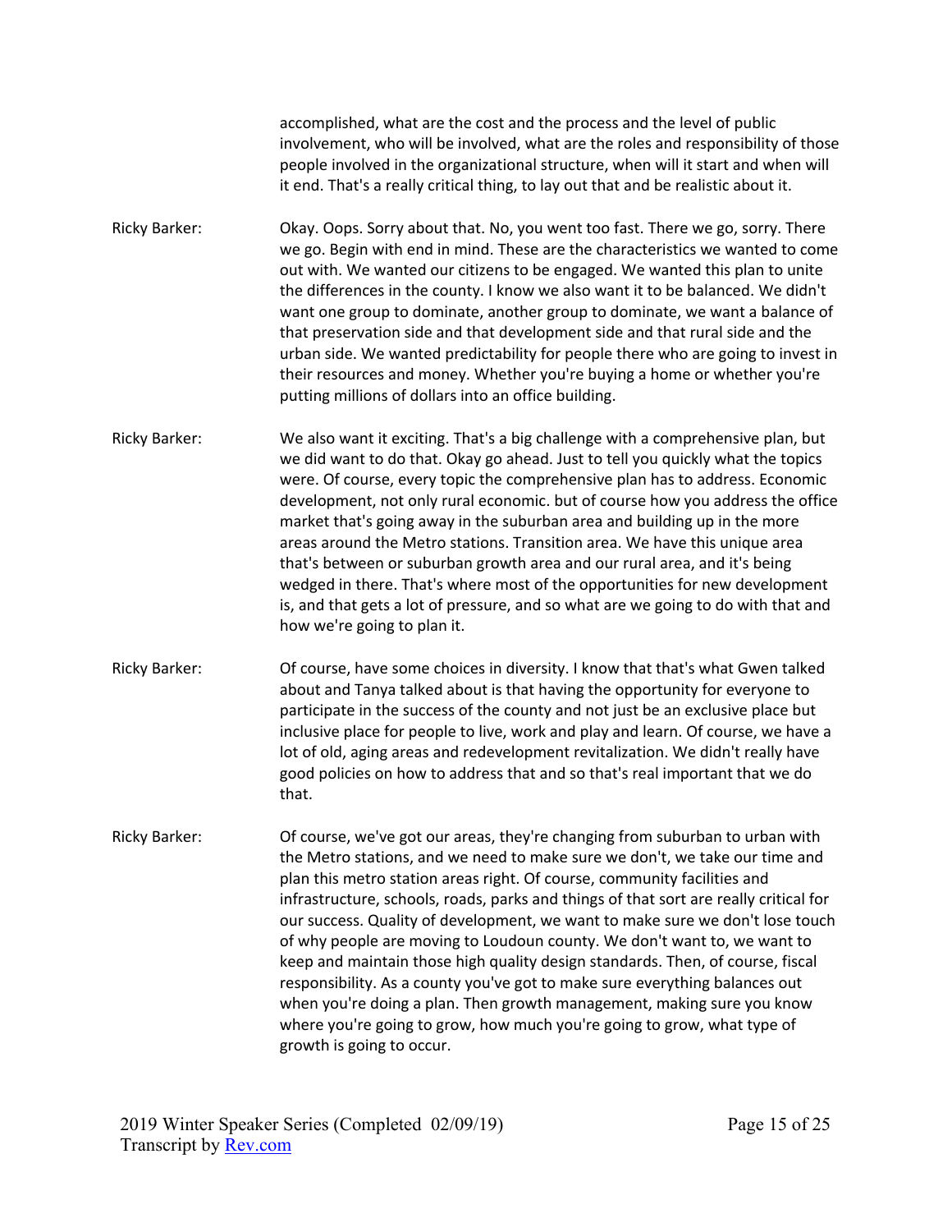accomplished, what are the cost and the process and the level of public involvement, who will be involved, what are the roles and responsibility of those people involved in the organizational structure, when will it start and when will it end. That's a really critical thing, to lay out that and be realistic about it.

Ricky Barker: Okay. Oops. Sorry about that. No, you went too fast. There we go, sorry. There we go. Begin with end in mind. These are the characteristics we wanted to come out with. We wanted our citizens to be engaged. We wanted this plan to unite the differences in the county. I know we also want it to be balanced. We didn't want one group to dominate, another group to dominate, we want a balance of that preservation side and that development side and that rural side and the urban side. We wanted predictability for people there who are going to invest in their resources and money. Whether you're buying a home or whether you're putting millions of dollars into an office building.

Ricky Barker: We also want it exciting. That's a big challenge with a comprehensive plan, but we did want to do that. Okay go ahead. Just to tell you quickly what the topics were. Of course, every topic the comprehensive plan has to address. Economic development, not only rural economic. but of course how you address the office market that's going away in the suburban area and building up in the more areas around the Metro stations. Transition area. We have this unique area that's between or suburban growth area and our rural area, and it's being wedged in there. That's where most of the opportunities for new development is, and that gets a lot of pressure, and so what are we going to do with that and how we're going to plan it.

Ricky Barker: Of course, have some choices in diversity. I know that that's what Gwen talked about and Tanya talked about is that having the opportunity for everyone to participate in the success of the county and not just be an exclusive place but inclusive place for people to live, work and play and learn. Of course, we have a lot of old, aging areas and redevelopment revitalization. We didn't really have good policies on how to address that and so that's real important that we do that.

Ricky Barker: Of course, we've got our areas, they're changing from suburban to urban with the Metro stations, and we need to make sure we don't, we take our time and plan this metro station areas right. Of course, community facilities and infrastructure, schools, roads, parks and things of that sort are really critical for our success. Quality of development, we want to make sure we don't lose touch of why people are moving to Loudoun county. We don't want to, we want to keep and maintain those high quality design standards. Then, of course, fiscal responsibility. As a county you've got to make sure everything balances out when you're doing a plan. Then growth management, making sure you know where you're going to grow, how much you're going to grow, what type of growth is going to occur.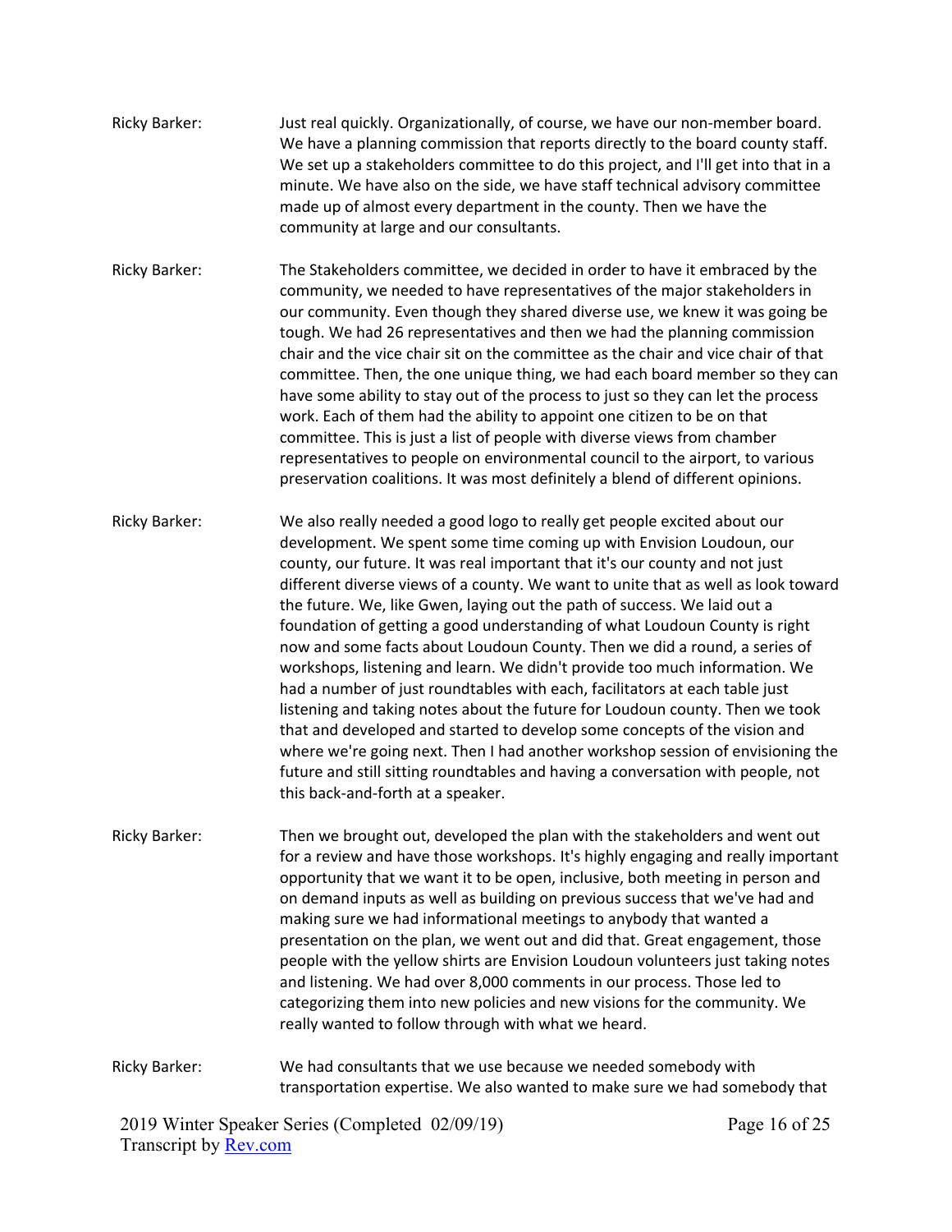Ricky Barker: Just real quickly. Organizationally, of course, we have our non-member board. We have a planning commission that reports directly to the board county staff. We set up a stakeholders committee to do this project, and I'll get into that in a minute. We have also on the side, we have staff technical advisory committee made up of almost every department in the county. Then we have the community at large and our consultants.

Ricky Barker: The Stakeholders committee, we decided in order to have it embraced by the community, we needed to have representatives of the major stakeholders in our community. Even though they shared diverse use, we knew it was going be tough. We had 26 representatives and then we had the planning commission chair and the vice chair sit on the committee as the chair and vice chair of that committee. Then, the one unique thing, we had each board member so they can have some ability to stay out of the process to just so they can let the process work. Each of them had the ability to appoint one citizen to be on that committee. This is just a list of people with diverse views from chamber representatives to people on environmental council to the airport, to various preservation coalitions. It was most definitely a blend of different opinions.

Ricky Barker: We also really needed a good logo to really get people excited about our development. We spent some time coming up with Envision Loudoun, our county, our future. It was real important that it's our county and not just different diverse views of a county. We want to unite that as well as look toward the future. We, like Gwen, laying out the path of success. We laid out a foundation of getting a good understanding of what Loudoun County is right now and some facts about Loudoun County. Then we did a round, a series of workshops, listening and learn. We didn't provide too much information. We had a number of just roundtables with each, facilitators at each table just listening and taking notes about the future for Loudoun county. Then we took that and developed and started to develop some concepts of the vision and where we're going next. Then I had another workshop session of envisioning the future and still sitting roundtables and having a conversation with people, not this back-and-forth at a speaker.

Ricky Barker: Then we brought out, developed the plan with the stakeholders and went out for a review and have those workshops. It's highly engaging and really important opportunity that we want it to be open, inclusive, both meeting in person and on demand inputs as well as building on previous success that we've had and making sure we had informational meetings to anybody that wanted a presentation on the plan, we went out and did that. Great engagement, those people with the yellow shirts are Envision Loudoun volunteers just taking notes and listening. We had over 8,000 comments in our process. Those led to categorizing them into new policies and new visions for the community. We really wanted to follow through with what we heard.

Ricky Barker: We had consultants that we use because we needed somebody with transportation expertise. We also wanted to make sure we had somebody that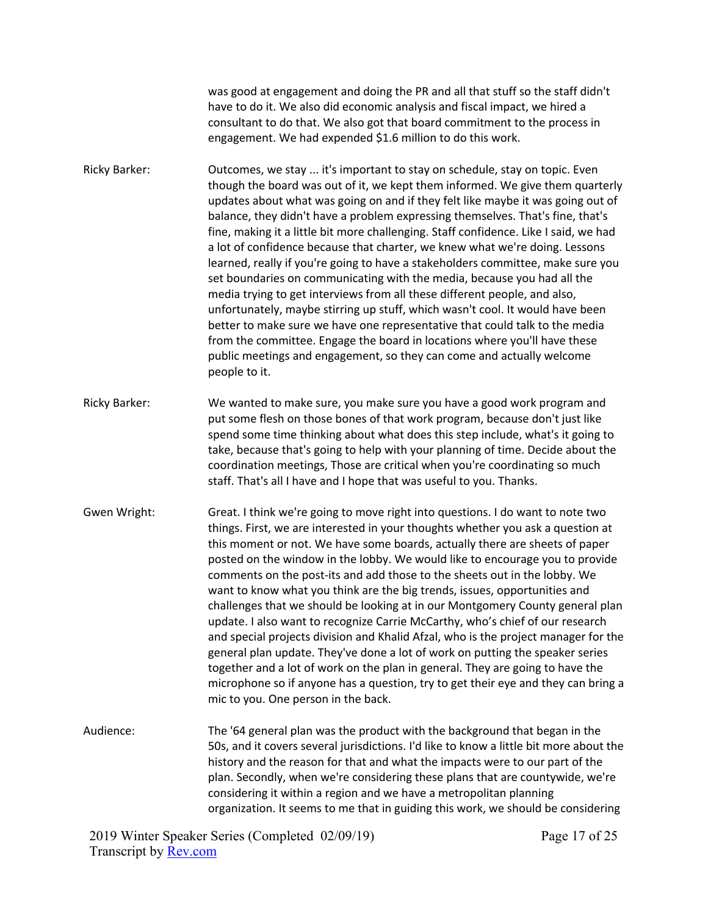was good at engagement and doing the PR and all that stuff so the staff didn't have to do it. We also did economic analysis and fiscal impact, we hired a consultant to do that. We also got that board commitment to the process in engagement. We had expended $1.6 million to do this work.

Ricky Barker: Outcomes, we stay ... it's important to stay on schedule, stay on topic. Even though the board was out of it, we kept them informed. We give them quarterly updates about what was going on and if they felt like maybe it was going out of balance, they didn't have a problem expressing themselves. That's fine, that's fine, making it a little bit more challenging. Staff confidence. Like I said, we had a lot of confidence because that charter, we knew what we're doing. Lessons learned, really if you're going to have a stakeholders committee, make sure you set boundaries on communicating with the media, because you had all the media trying to get interviews from all these different people, and also, unfortunately, maybe stirring up stuff, which wasn't cool. It would have been better to make sure we have one representative that could talk to the media from the committee. Engage the board in locations where you'll have these public meetings and engagement, so they can come and actually welcome people to it.

Ricky Barker: We wanted to make sure, you make sure you have a good work program and put some flesh on those bones of that work program, because don't just like spend some time thinking about what does this step include, what's it going to take, because that's going to help with your planning of time. Decide about the coordination meetings, Those are critical when you're coordinating so much staff. That's all I have and I hope that was useful to you. Thanks.

Gwen Wright: Great. I think we're going to move right into questions. I do want to note two things. First, we are interested in your thoughts whether you ask a question at this moment or not. We have some boards, actually there are sheets of paper posted on the window in the lobby. We would like to encourage you to provide comments on the post-its and add those to the sheets out in the lobby. We want to know what you think are the big trends, issues, opportunities and challenges that we should be looking at in our Montgomery County general plan update. I also want to recognize Carrie McCarthy, who's chief of our research and special projects division and Khalid Afzal, who is the project manager for the general plan update. They've done a lot of work on putting the speaker series together and a lot of work on the plan in general. They are going to have the microphone so if anyone has a question, try to get their eye and they can bring a mic to you. One person in the back.

Audience: The '64 general plan was the product with the background that began in the 50s, and it covers several jurisdictions. I'd like to know a little bit more about the history and the reason for that and what the impacts were to our part of the plan. Secondly, when we're considering these plans that are countywide, we're considering it within a region and we have a metropolitan planning organization. It seems to me that in guiding this work, we should be considering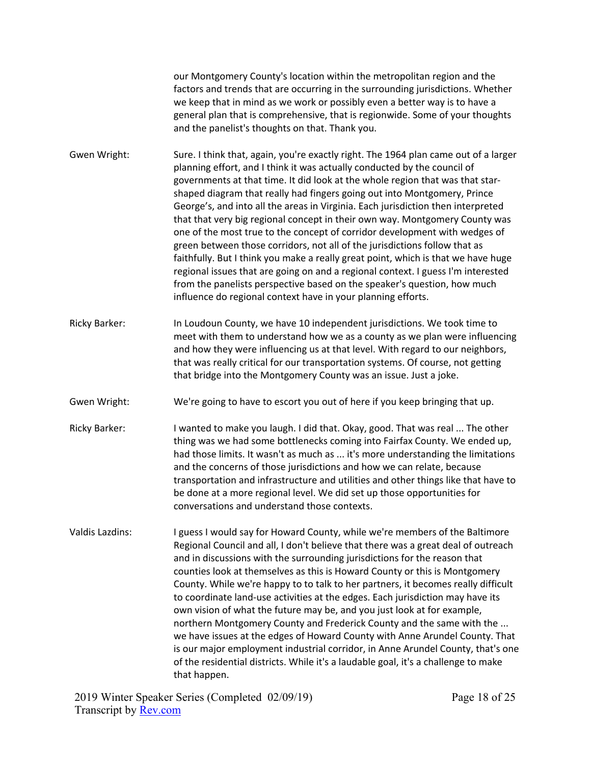our Montgomery County's location within the metropolitan region and the factors and trends that are occurring in the surrounding jurisdictions. Whether we keep that in mind as we work or possibly even a better way is to have a general plan that is comprehensive, that is regionwide. Some of your thoughts and the panelist's thoughts on that. Thank you.

Gwen Wright: Sure. I think that, again, you're exactly right. The 1964 plan came out of a larger planning effort, and I think it was actually conducted by the council of governments at that time. It did look at the whole region that was that star-shaped diagram that really had fingers going out into Montgomery, Prince George's, and into all the areas in Virginia. Each jurisdiction then interpreted that that very big regional concept in their own way. Montgomery County was one of the most true to the concept of corridor development with wedges of green between those corridors, not all of the jurisdictions follow that as faithfully. But I think you make a really great point, which is that we have huge regional issues that are going on and a regional context. I guess I'm interested from the panelists perspective based on the speaker's question, how much influence do regional context have in your planning efforts.

Ricky Barker: In Loudoun County, we have 10 independent jurisdictions. We took time to meet with them to understand how we as a county as we plan were influencing and how they were influencing us at that level. With regard to our neighbors, that was really critical for our transportation systems. Of course, not getting that bridge into the Montgomery County was an issue. Just a joke.

Gwen Wright: We're going to have to escort you out of here if you keep bringing that up.

Ricky Barker: I wanted to make you laugh. I did that. Okay, good. That was real ... The other thing was we had some bottlenecks coming into Fairfax County. We ended up, had those limits. It wasn't as much as ... it's more understanding the limitations and the concerns of those jurisdictions and how we can relate, because transportation and infrastructure and utilities and other things like that have to be done at a more regional level. We did set up those opportunities for conversations and understand those contexts.

Valdis Lazdins: I guess I would say for Howard County, while we're members of the Baltimore Regional Council and all, I don't believe that there was a great deal of outreach and in discussions with the surrounding jurisdictions for the reason that counties look at themselves as this is Howard County or this is Montgomery County. While we're happy to to talk to her partners, it becomes really difficult to coordinate land-use activities at the edges. Each jurisdiction may have its own vision of what the future may be, and you just look at for example, northern Montgomery County and Frederick County and the same with the ... we have issues at the edges of Howard County with Anne Arundel County. That is our major employment industrial corridor, in Anne Arundel County, that's one of the residential districts. While it's a laudable goal, it's a challenge to make that happen.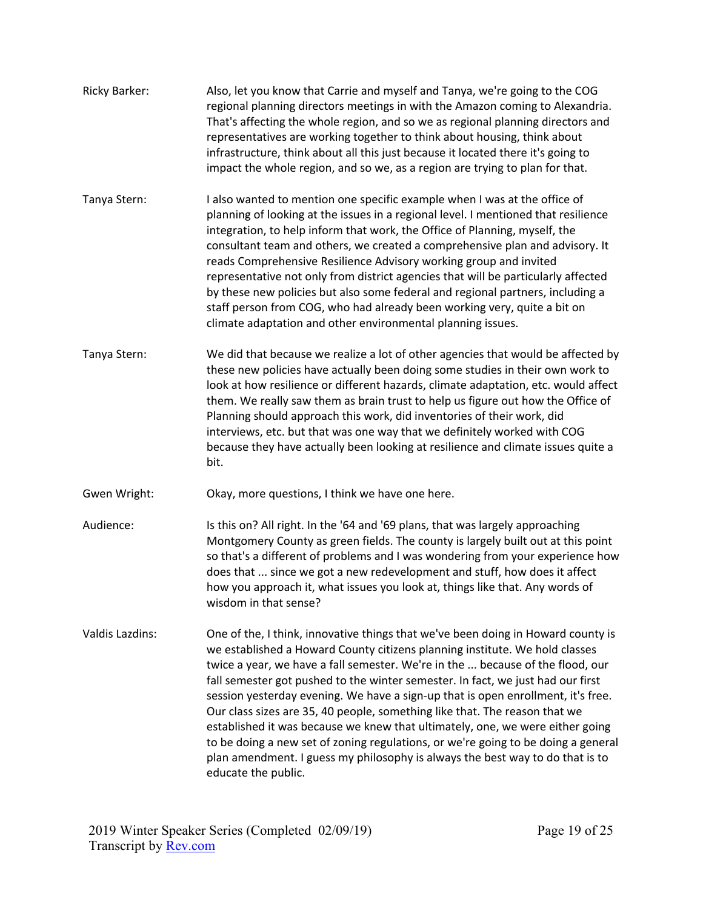Ricky Barker: Also, let you know that Carrie and myself and Tanya, we're going to the COG regional planning directors meetings in with the Amazon coming to Alexandria. That's affecting the whole region, and so we as regional planning directors and representatives are working together to think about housing, think about infrastructure, think about all this just because it located there it's going to impact the whole region, and so we, as a region are trying to plan for that.

Tanya Stern: I also wanted to mention one specific example when I was at the office of planning of looking at the issues in a regional level. I mentioned that resilience integration, to help inform that work, the Office of Planning, myself, the consultant team and others, we created a comprehensive plan and advisory. It reads Comprehensive Resilience Advisory working group and invited representative not only from district agencies that will be particularly affected by these new policies but also some federal and regional partners, including a staff person from COG, who had already been working very, quite a bit on climate adaptation and other environmental planning issues.

Tanya Stern: We did that because we realize a lot of other agencies that would be affected by these new policies have actually been doing some studies in their own work to look at how resilience or different hazards, climate adaptation, etc. would affect them. We really saw them as brain trust to help us figure out how the Office of Planning should approach this work, did inventories of their work, did interviews, etc. but that was one way that we definitely worked with COG because they have actually been looking at resilience and climate issues quite a bit.

Gwen Wright: Okay, more questions, I think we have one here.

Audience: Is this on? All right. In the '64 and '69 plans, that was largely approaching Montgomery County as green fields. The county is largely built out at this point so that's a different of problems and I was wondering from your experience how does that ... since we got a new redevelopment and stuff, how does it affect how you approach it, what issues you look at, things like that. Any words of wisdom in that sense?

Valdis Lazdins: One of the, I think, innovative things that we've been doing in Howard county is we established a Howard County citizens planning institute. We hold classes twice a year, we have a fall semester. We're in the ... because of the flood, our fall semester got pushed to the winter semester. In fact, we just had our first session yesterday evening. We have a sign-up that is open enrollment, it's free. Our class sizes are 35, 40 people, something like that. The reason that we established it was because we knew that ultimately, one, we were either going to be doing a new set of zoning regulations, or we're going to be doing a general plan amendment. I guess my philosophy is always the best way to do that is to educate the public.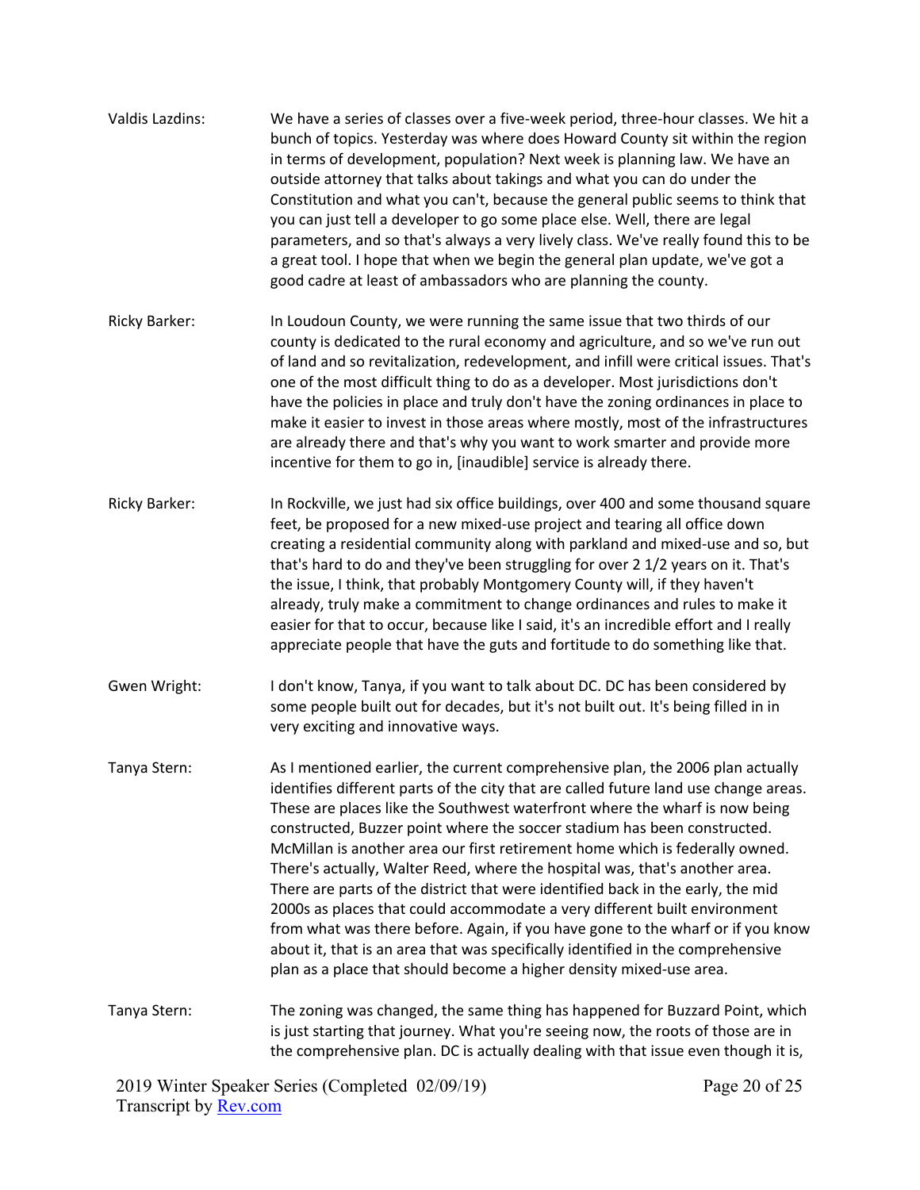**Valdis Lazdins:** We have a series of classes over a five-week period, three-hour classes. We hit a bunch of topics. Yesterday was where does Howard County sit within the region in terms of development, population? Next week is planning law. We have an outside attorney that talks about takings and what you can do under the Constitution and what you can't, because the general public seems to think that you can just tell a developer to go some place else. Well, there are legal parameters, and so that's always a very lively class. We've really found this to be a great tool. I hope that when we begin the general plan update, we've got a good cadre at least of ambassadors who are planning the county.

**Ricky Barker:** In Loudoun County, we were running the same issue that two thirds of our county is dedicated to the rural economy and agriculture, and so we've run out of land and so revitalization, redevelopment, and infill were critical issues. That's one of the most difficult thing to do as a developer. Most jurisdictions don't have the policies in place and truly don't have the zoning ordinances in place to make it easier to invest in those areas where mostly, most of the infrastructures are already there and that's why you want to work smarter and provide more incentive for them to go in, [inaudible] service is already there.

**Ricky Barker:** In Rockville, we just had six office buildings, over 400 and some thousand square feet, be proposed for a new mixed-use project and tearing all office down creating a residential community along with parkland and mixed-use and so, but that's hard to do and they've been struggling for over 2 1/2 years on it. That's the issue, I think, that probably Montgomery County will, if they haven't already, truly make a commitment to change ordinances and rules to make it easier for that to occur, because like I said, it's an incredible effort and I really appreciate people that have the guts and fortitude to do something like that.

**Gwen Wright:** I don't know, Tanya, if you want to talk about DC. DC has been considered by some people built out for decades, but it's not built out. It's being filled in in very exciting and innovative ways.

**Tanya Stern:** As I mentioned earlier, the current comprehensive plan, the 2006 plan actually identifies different parts of the city that are called future land use change areas. These are places like the Southwest waterfront where the wharf is now being constructed, Buzzer point where the soccer stadium has been constructed. McMillan is another area our first retirement home which is federally owned. There's actually, Walter Reed, where the hospital was, that's another area. There are parts of the district that were identified back in the early, the mid 2000s as places that could accommodate a very different built environment from what was there before. Again, if you have gone to the wharf or if you know about it, that is an area that was specifically identified in the comprehensive plan as a place that should become a higher density mixed-use area.

**Tanya Stern:** The zoning was changed, the same thing has happened for Buzzard Point, which is just starting that journey. What you're seeing now, the roots of those are in the comprehensive plan. DC is actually dealing with that issue even though it is,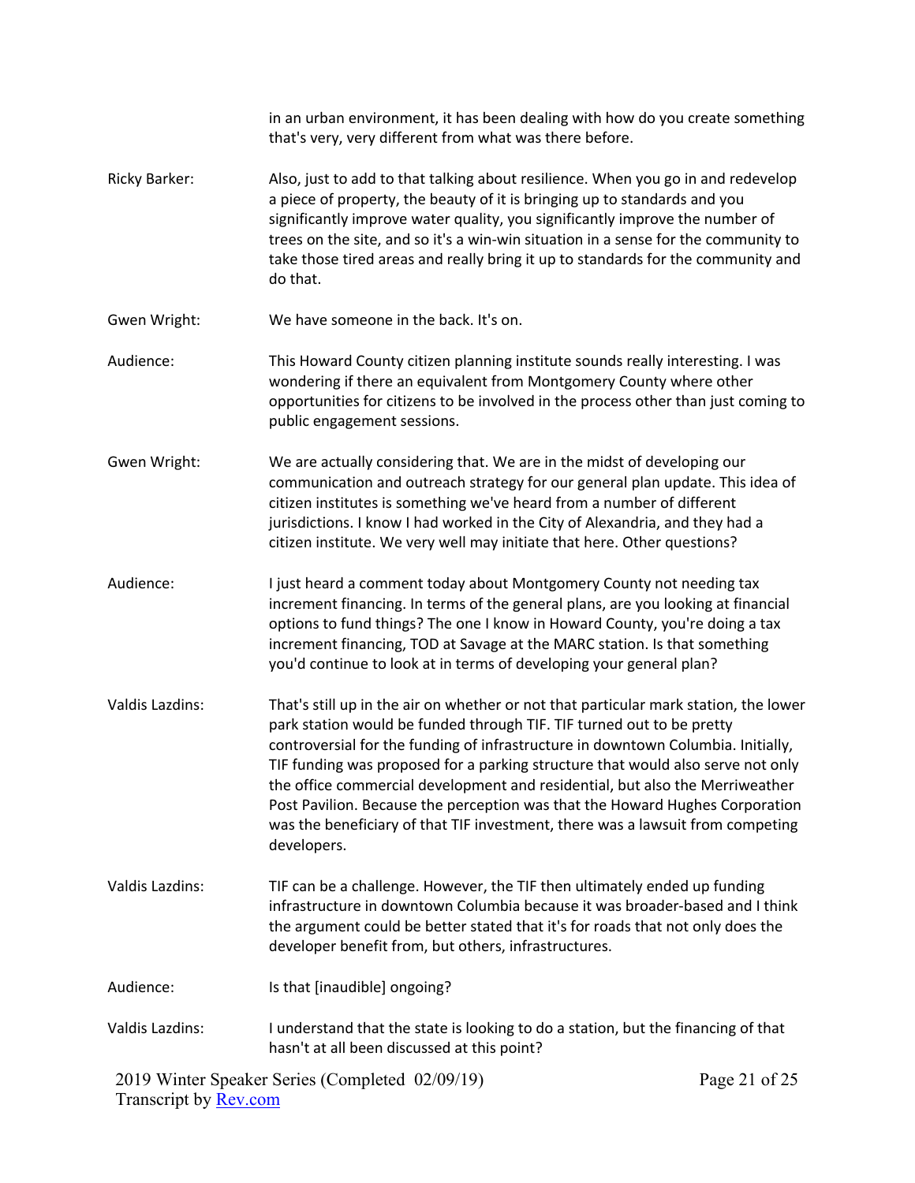in an urban environment, it has been dealing with how do you create something that's very, very different from what was there before.

**Ricky Barker:** Also, just to add to that talking about resilience. When you go in and redevelop a piece of property, the beauty of it is bringing up to standards and you significantly improve water quality, you significantly improve the number of trees on the site, and so it's a win-win situation in a sense for the community to take those tired areas and really bring it up to standards for the community and do that.

**Gwen Wright:** We have someone in the back. It's on.

**Audience:** This Howard County citizen planning institute sounds really interesting. I was wondering if there an equivalent from Montgomery County where other opportunities for citizens to be involved in the process other than just coming to public engagement sessions.

**Gwen Wright:** We are actually considering that. We are in the midst of developing our communication and outreach strategy for our general plan update. This idea of citizen institutes is something we've heard from a number of different jurisdictions. I know I had worked in the City of Alexandria, and they had a citizen institute. We very well may initiate that here. Other questions?

**Audience:** I just heard a comment today about Montgomery County not needing tax increment financing. In terms of the general plans, are you looking at financial options to fund things? The one I know in Howard County, you're doing a tax increment financing, TOD at Savage at the MARC station. Is that something you'd continue to look at in terms of developing your general plan?

**Valdis Lazdins:** That's still up in the air on whether or not that particular mark station, the lower park station would be funded through TIF. TIF turned out to be pretty controversial for the funding of infrastructure in downtown Columbia. Initially, TIF funding was proposed for a parking structure that would also serve not only the office commercial development and residential, but also the Merriweather Post Pavilion. Because the perception was that the Howard Hughes Corporation was the beneficiary of that TIF investment, there was a lawsuit from competing developers.

**Valdis Lazdins:** TIF can be a challenge. However, the TIF then ultimately ended up funding infrastructure in downtown Columbia because it was broader-based and I think the argument could be better stated that it's for roads that not only does the developer benefit from, but others, infrastructures.

**Audience:** Is that [inaudible] ongoing?

**Valdis Lazdins:** I understand that the state is looking to do a station, but the financing of that hasn't at all been discussed at this point?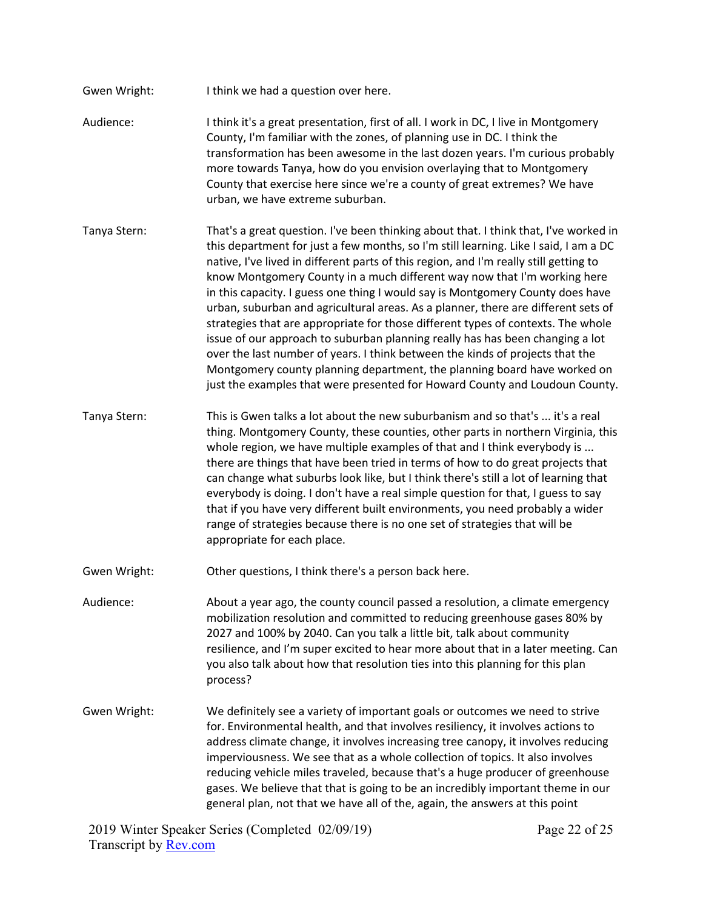Gwen Wright: I think we had a question over here.

Audience: I think it's a great presentation, first of all. I work in DC, I live in Montgomery County, I'm familiar with the zones, of planning use in DC. I think the transformation has been awesome in the last dozen years. I'm curious probably more towards Tanya, how do you envision overlaying that to Montgomery County that exercise here since we're a county of great extremes? We have urban, we have extreme suburban.

Tanya Stern: That's a great question. I've been thinking about that. I think that, I've worked in this department for just a few months, so I'm still learning. Like I said, I am a DC native, I've lived in different parts of this region, and I'm really still getting to know Montgomery County in a much different way now that I'm working here in this capacity. I guess one thing I would say is Montgomery County does have urban, suburban and agricultural areas. As a planner, there are different sets of strategies that are appropriate for those different types of contexts. The whole issue of our approach to suburban planning really has has been changing a lot over the last number of years. I think between the kinds of projects that the Montgomery county planning department, the planning board have worked on just the examples that were presented for Howard County and Loudoun County.

Tanya Stern: This is Gwen talks a lot about the new suburbanism and so that's ... it's a real thing. Montgomery County, these counties, other parts in northern Virginia, this whole region, we have multiple examples of that and I think everybody is ... there are things that have been tried in terms of how to do great projects that can change what suburbs look like, but I think there's still a lot of learning that everybody is doing. I don't have a real simple question for that, I guess to say that if you have very different built environments, you need probably a wider range of strategies because there is no one set of strategies that will be appropriate for each place.

Gwen Wright: Other questions, I think there's a person back here.

Audience: About a year ago, the county council passed a resolution, a climate emergency mobilization resolution and committed to reducing greenhouse gases 80% by 2027 and 100% by 2040. Can you talk a little bit, talk about community resilience, and I'm super excited to hear more about that in a later meeting. Can you also talk about how that resolution ties into this planning for this plan process?

Gwen Wright: We definitely see a variety of important goals or outcomes we need to strive for. Environmental health, and that involves resiliency, it involves actions to address climate change, it involves increasing tree canopy, it involves reducing imperviousness. We see that as a whole collection of topics. It also involves reducing vehicle miles traveled, because that's a huge producer of greenhouse gases. We believe that that is going to be an incredibly important theme in our general plan, not that we have all of the, again, the answers at this point

2019 Winter Speaker Series (Completed 02/09/19)
Transcript by Rev.com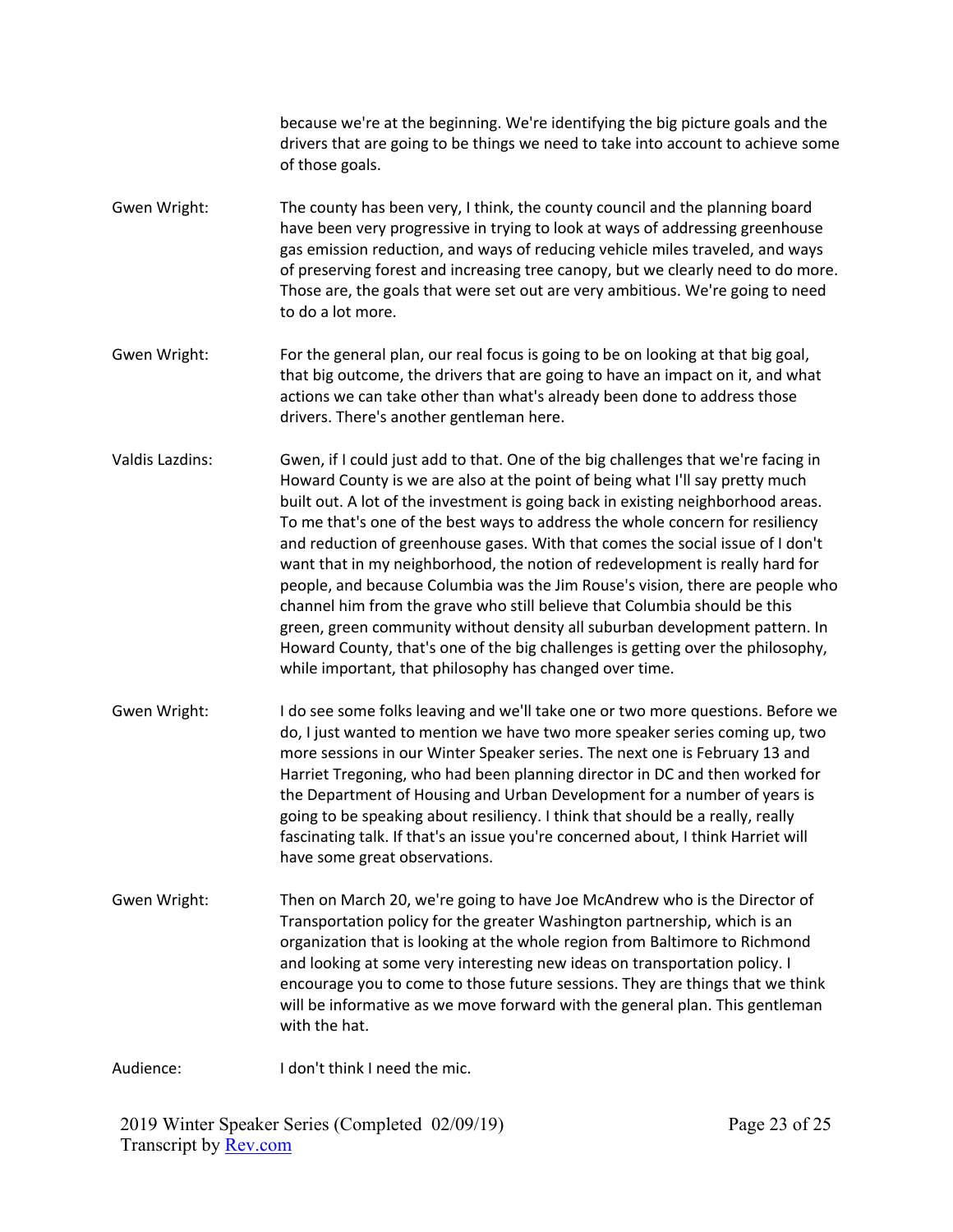because we're at the beginning. We're identifying the big picture goals and the drivers that are going to be things we need to take into account to achieve some of those goals.

Gwen Wright: The county has been very, I think, the county council and the planning board have been very progressive in trying to look at ways of addressing greenhouse gas emission reduction, and ways of reducing vehicle miles traveled, and ways of preserving forest and increasing tree canopy, but we clearly need to do more. Those are, the goals that were set out are very ambitious. We're going to need to do a lot more.

Gwen Wright: For the general plan, our real focus is going to be on looking at that big goal, that big outcome, the drivers that are going to have an impact on it, and what actions we can take other than what's already been done to address those drivers. There's another gentleman here.

Valdis Lazdins: Gwen, if I could just add to that. One of the big challenges that we're facing in Howard County is we are also at the point of being what I'll say pretty much built out. A lot of the investment is going back in existing neighborhood areas. To me that's one of the best ways to address the whole concern for resiliency and reduction of greenhouse gases. With that comes the social issue of I don't want that in my neighborhood, the notion of redevelopment is really hard for people, and because Columbia was the Jim Rouse's vision, there are people who channel him from the grave who still believe that Columbia should be this green, green community without density all suburban development pattern. In Howard County, that's one of the big challenges is getting over the philosophy, while important, that philosophy has changed over time.

Gwen Wright: I do see some folks leaving and we'll take one or two more questions. Before we do, I just wanted to mention we have two more speaker series coming up, two more sessions in our Winter Speaker series. The next one is February 13 and Harriet Tregoning, who had been planning director in DC and then worked for the Department of Housing and Urban Development for a number of years is going to be speaking about resiliency. I think that should be a really, really fascinating talk. If that's an issue you're concerned about, I think Harriet will have some great observations.

Gwen Wright: Then on March 20, we're going to have Joe McAndrew who is the Director of Transportation policy for the greater Washington partnership, which is an organization that is looking at the whole region from Baltimore to Richmond and looking at some very interesting new ideas on transportation policy. I encourage you to come to those future sessions. They are things that we think will be informative as we move forward with the general plan. This gentleman with the hat.

Audience: I don't think I need the mic.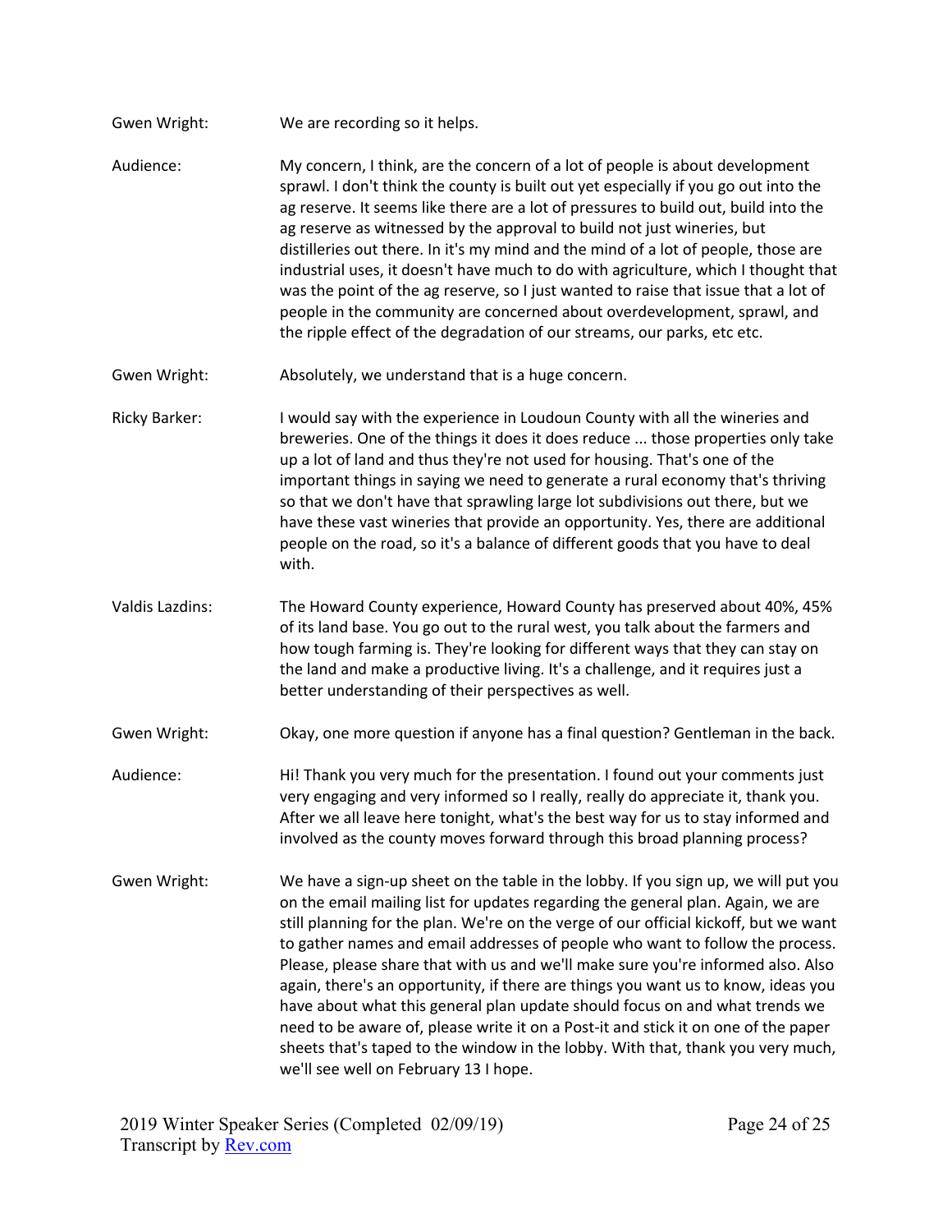Gwen Wright: We are recording so it helps.

Audience: My concern, I think, are the concern of a lot of people is about development sprawl. I don't think the county is built out yet especially if you go out into the ag reserve. It seems like there are a lot of pressures to build out, build into the ag reserve as witnessed by the approval to build not just wineries, but distilleries out there. In it's my mind and the mind of a lot of people, those are industrial uses, it doesn't have much to do with agriculture, which I thought that was the point of the ag reserve, so I just wanted to raise that issue that a lot of people in the community are concerned about overdevelopment, sprawl, and the ripple effect of the degradation of our streams, our parks, etc etc.

Gwen Wright: Absolutely, we understand that is a huge concern.

Ricky Barker: I would say with the experience in Loudoun County with all the wineries and breweries. One of the things it does it does reduce ... those properties only take up a lot of land and thus they're not used for housing. That's one of the important things in saying we need to generate a rural economy that's thriving so that we don't have that sprawling large lot subdivisions out there, but we have these vast wineries that provide an opportunity. Yes, there are additional people on the road, so it's a balance of different goods that you have to deal with.

Valdis Lazdins: The Howard County experience, Howard County has preserved about 40%, 45% of its land base. You go out to the rural west, you talk about the farmers and how tough farming is. They're looking for different ways that they can stay on the land and make a productive living. It's a challenge, and it requires just a better understanding of their perspectives as well.

Gwen Wright: Okay, one more question if anyone has a final question? Gentleman in the back.

Audience: Hi! Thank you very much for the presentation. I found out your comments just very engaging and very informed so I really, really do appreciate it, thank you. After we all leave here tonight, what's the best way for us to stay informed and involved as the county moves forward through this broad planning process?

Gwen Wright: We have a sign-up sheet on the table in the lobby. If you sign up, we will put you on the email mailing list for updates regarding the general plan. Again, we are still planning for the plan. We're on the verge of our official kickoff, but we want to gather names and email addresses of people who want to follow the process. Please, please share that with us and we'll make sure you're informed also. Also again, there's an opportunity, if there are things you want us to know, ideas you have about what this general plan update should focus on and what trends we need to be aware of, please write it on a Post-it and stick it on one of the paper sheets that's taped to the window in the lobby. With that, thank you very much, we'll see well on February 13 I hope.